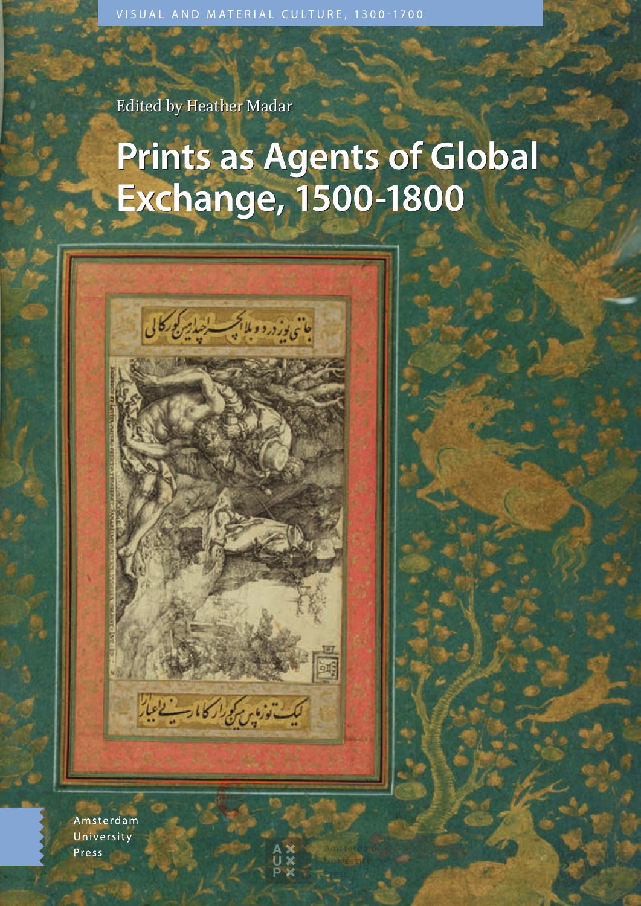VISUAL AND MATERIAL CULTURE, 1300-1700

Edited by Heather Madar

# Prints as Agents of Global Exchange, 1500-1800

Amsterdam University Press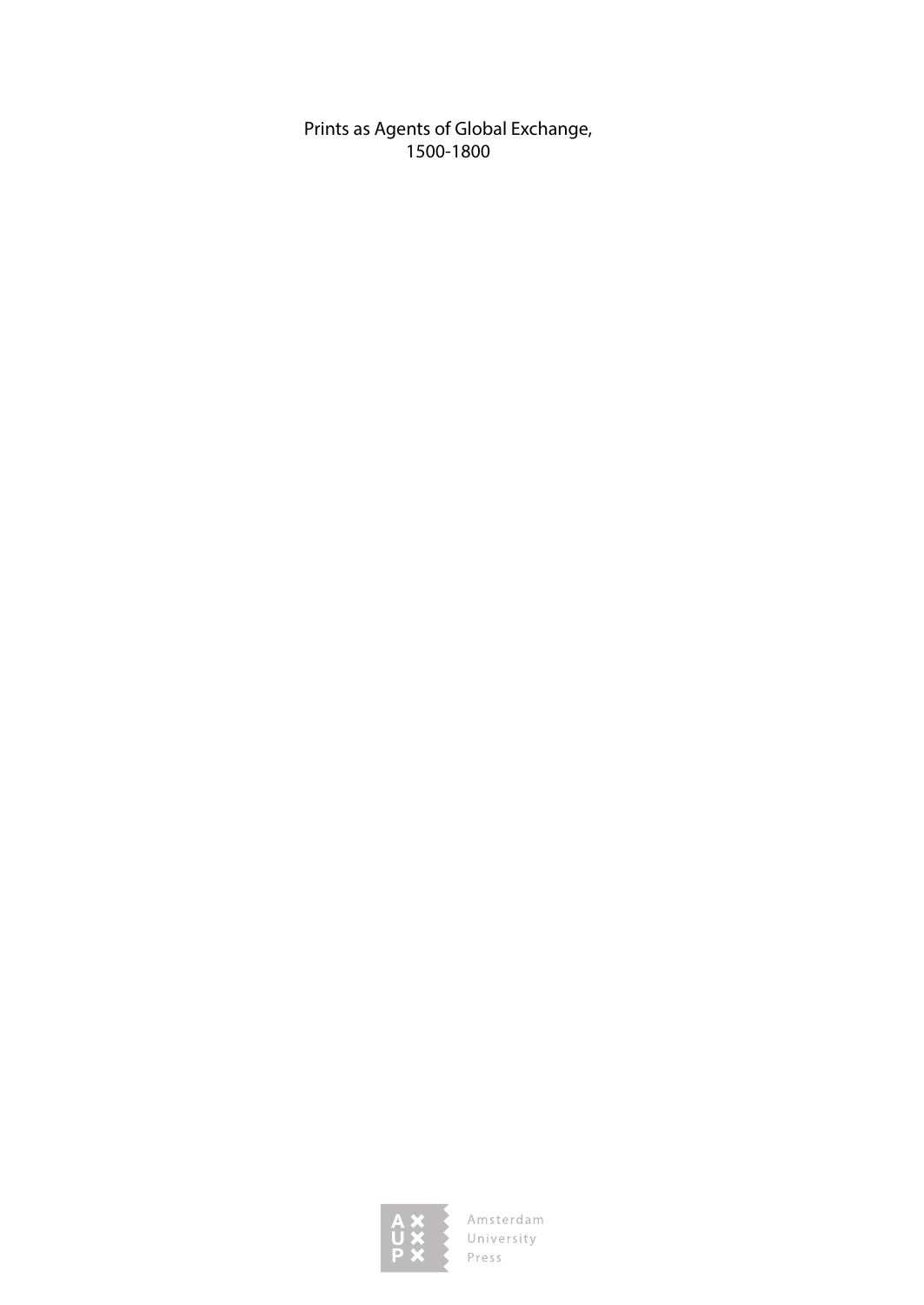Prints as Agents of Global Exchange, 1500-1800

Amsterdam University Press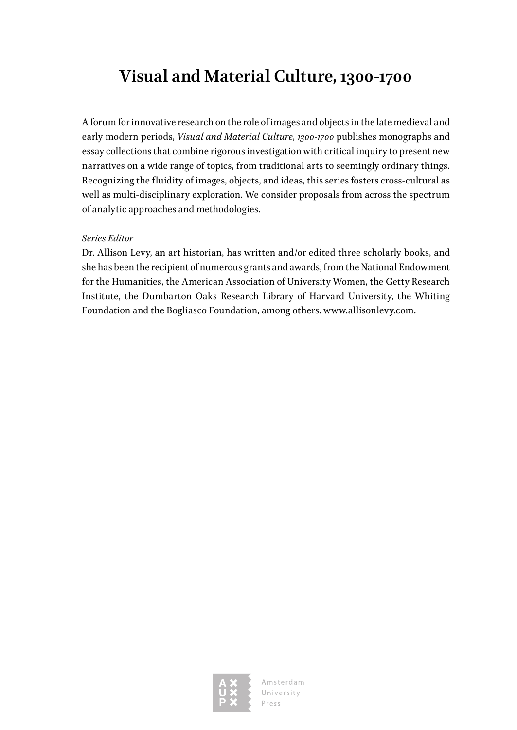# Visual and Material Culture, 1300-1700

A forum for innovative research on the role of images and objects in the late medieval and early modern periods, *Visual and Material Culture, 1300-1700* publishes monographs and essay collections that combine rigorous investigation with critical inquiry to present new narratives on a wide range of topics, from traditional arts to seemingly ordinary things. Recognizing the fluidity of images, objects, and ideas, this series fosters cross-cultural as well as multi-disciplinary exploration. We consider proposals from across the spectrum of analytic approaches and methodologies.

*Series Editor*
Dr. Allison Levy, an art historian, has written and/or edited three scholarly books, and she has been the recipient of numerous grants and awards, from the National Endowment for the Humanities, the American Association of University Women, the Getty Research Institute, the Dumbarton Oaks Research Library of Harvard University, the Whiting Foundation and the Bogliasco Foundation, among others. www.allisonlevy.com.

Amsterdam University Press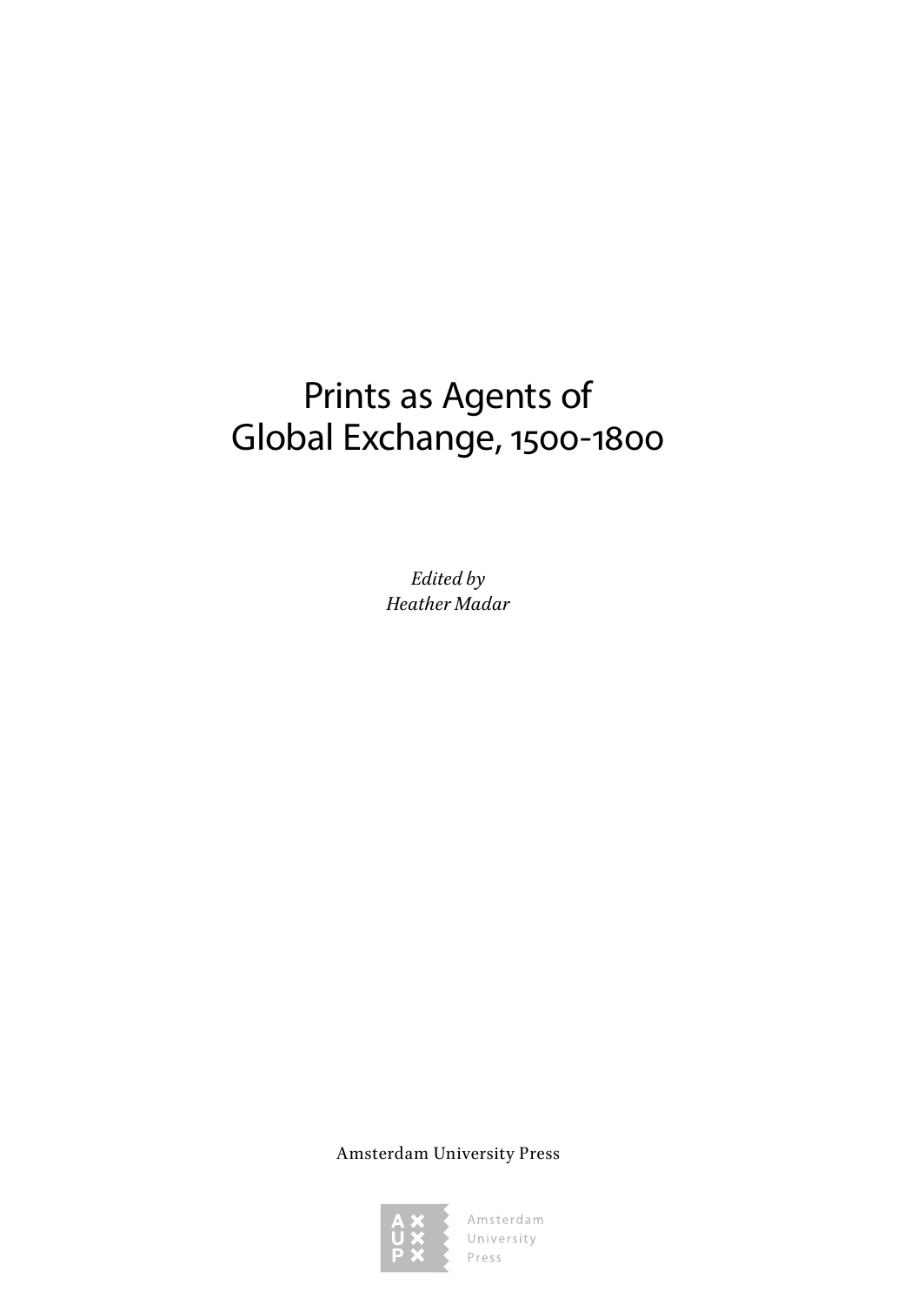# Prints as Agents of Global Exchange, 1500-1800

*Edited by*
*Heather Madar*

Amsterdam University Press

Amsterdam University Press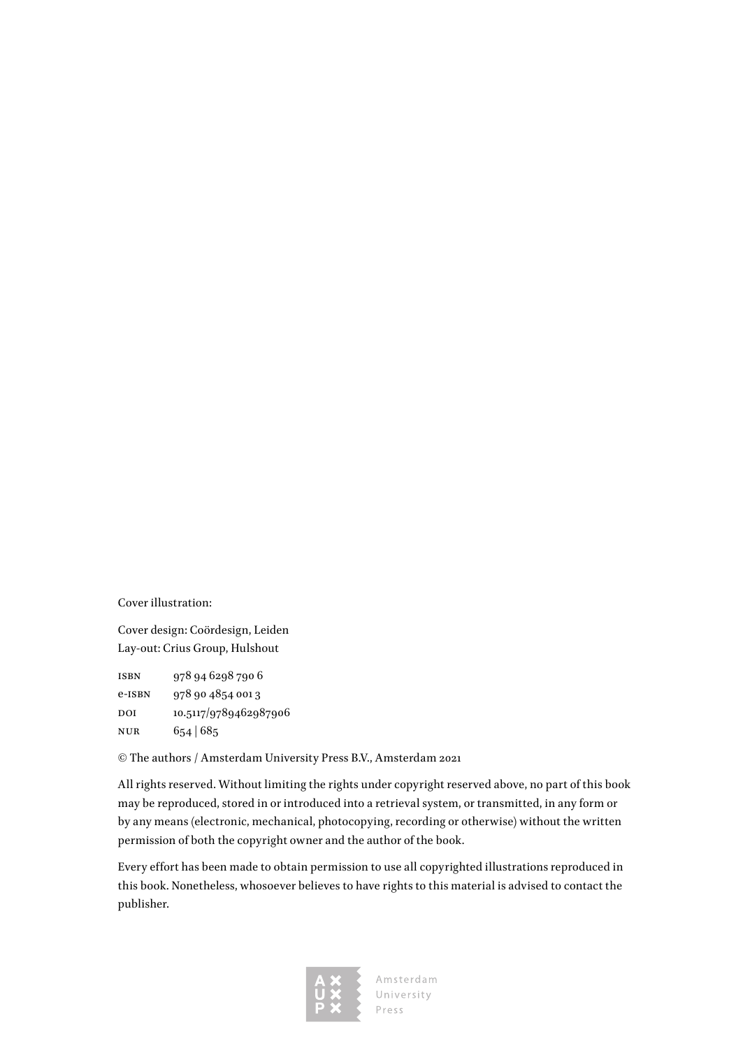Cover illustration:

Cover design: Coördesign, Leiden
Lay-out: Crius Group, Hulshout

| | |
|---|---|
| ISBN | 978 94 6298 790 6 |
| e-ISBN | 978 90 4854 001 3 |
| DOI | 10.5117/9789462987906 |
| NUR | 654 \| 685 |

© The authors / Amsterdam University Press B.V., Amsterdam 2021

All rights reserved. Without limiting the rights under copyright reserved above, no part of this book may be reproduced, stored in or introduced into a retrieval system, or transmitted, in any form or by any means (electronic, mechanical, photocopying, recording or otherwise) without the written permission of both the copyright owner and the author of the book.

Every effort has been made to obtain permission to use all copyrighted illustrations reproduced in this book. Nonetheless, whosoever believes to have rights to this material is advised to contact the publisher.

Amsterdam University Press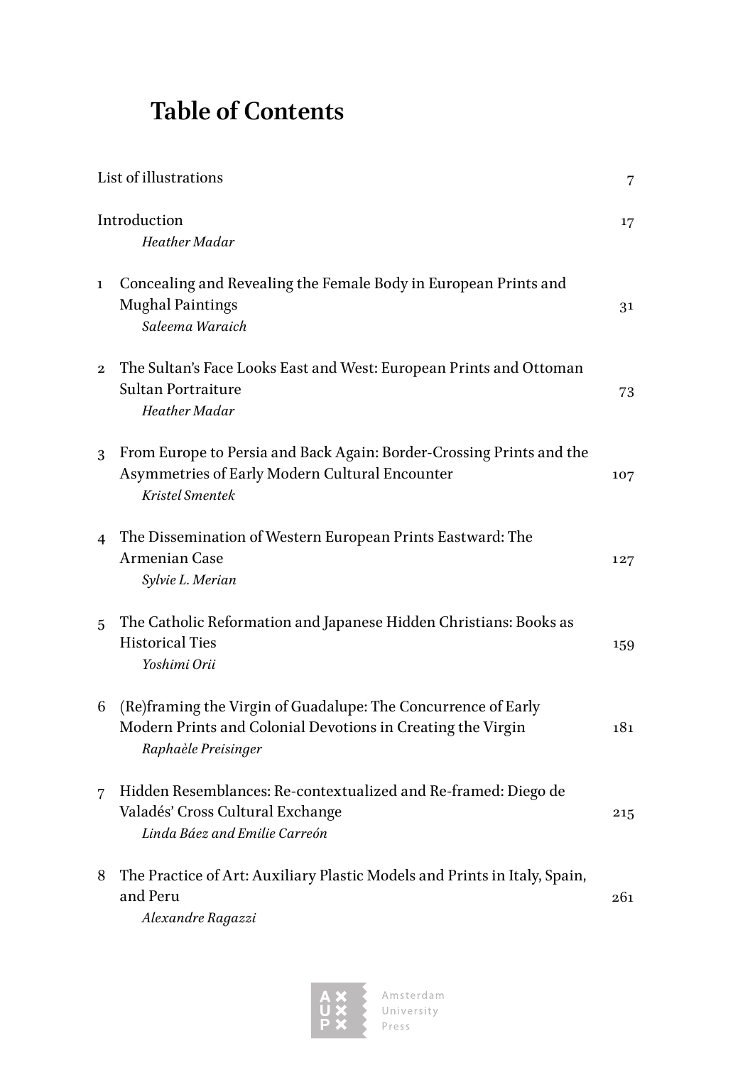# Table of Contents

List of illustrations 7

Introduction 17
*Heather Madar*

1 Concealing and Revealing the Female Body in European Prints and Mughal Paintings 31
*Saleema Waraich*

2 The Sultan's Face Looks East and West: European Prints and Ottoman Sultan Portraiture 73
*Heather Madar*

3 From Europe to Persia and Back Again: Border-Crossing Prints and the Asymmetries of Early Modern Cultural Encounter 107
*Kristel Smentek*

4 The Dissemination of Western European Prints Eastward: The Armenian Case 127
*Sylvie L. Merian*

5 The Catholic Reformation and Japanese Hidden Christians: Books as Historical Ties 159
*Yoshimi Orii*

6 (Re)framing the Virgin of Guadalupe: The Concurrence of Early Modern Prints and Colonial Devotions in Creating the Virgin 181
*Raphaèle Preisinger*

7 Hidden Resemblances: Re-contextualized and Re-framed: Diego de Valadés' Cross Cultural Exchange 215
*Linda Báez and Emilie Carreón*

8 The Practice of Art: Auxiliary Plastic Models and Prints in Italy, Spain, and Peru 261
*Alexandre Ragazzi*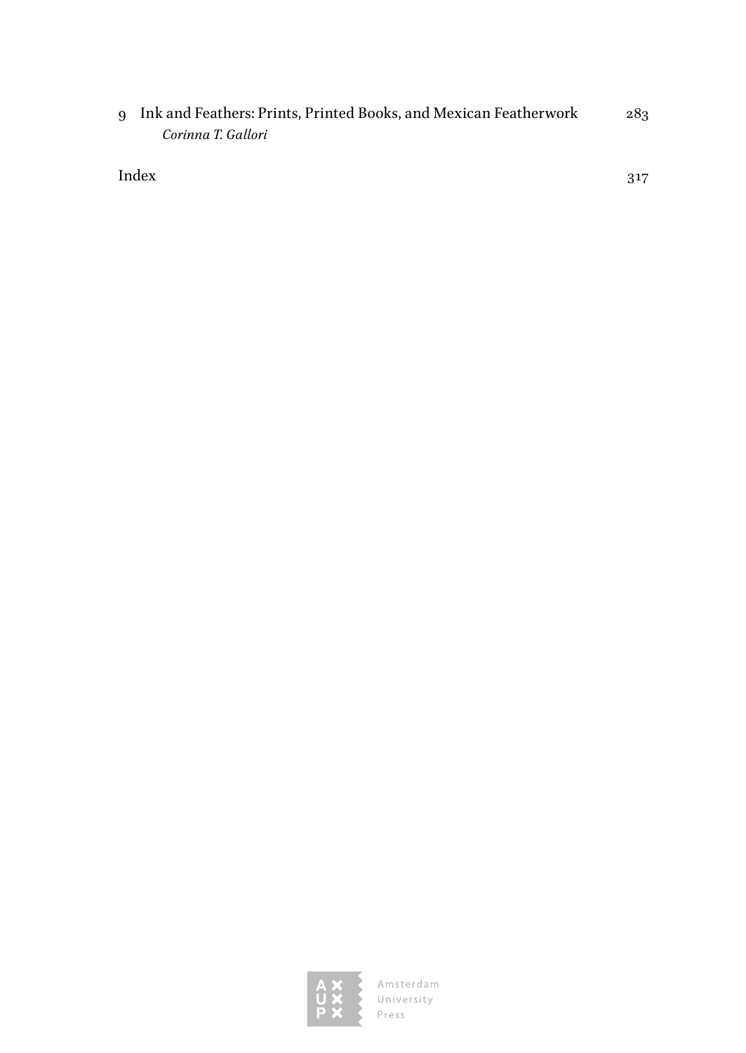9 Ink and Feathers: Prints, Printed Books, and Mexican Featherwork 283
*Corinna T. Gallori*

Index 317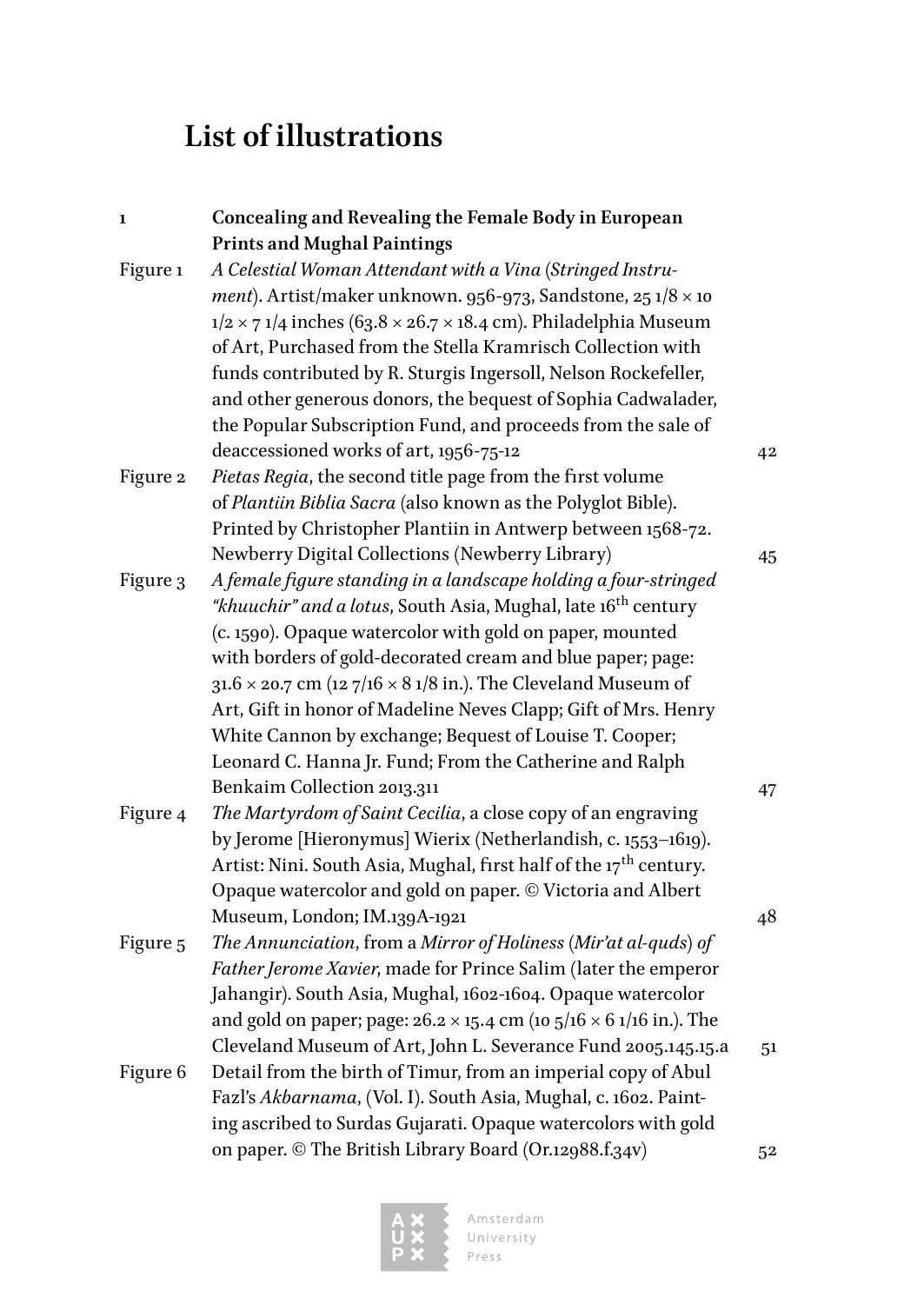# List of illustrations

**1 Concealing and Revealing the Female Body in European Prints and Mughal Paintings**

Figure 1 *A Celestial Woman Attendant with a Vina* (*Stringed Instrument*). Artist/maker unknown. 956-973, Sandstone, 25 1/8 × 10 1/2 × 7 1/4 inches (63.8 × 26.7 × 18.4 cm). Philadelphia Museum of Art, Purchased from the Stella Kramrisch Collection with funds contributed by R. Sturgis Ingersoll, Nelson Rockefeller, and other generous donors, the bequest of Sophia Cadwalader, the Popular Subscription Fund, and proceeds from the sale of deaccessioned works of art, 1956-75-12 — 42

Figure 2 *Pietas Regia*, the second title page from the first volume of *Plantiin Biblia Sacra* (also known as the Polyglot Bible). Printed by Christopher Plantiin in Antwerp between 1568-72. Newberry Digital Collections (Newberry Library) — 45

Figure 3 *A female figure standing in a landscape holding a four-stringed "khuuchir" and a lotus*, South Asia, Mughal, late 16th century (c. 1590). Opaque watercolor with gold on paper, mounted with borders of gold-decorated cream and blue paper; page: 31.6 × 20.7 cm (12 7/16 × 8 1/8 in.). The Cleveland Museum of Art, Gift in honor of Madeline Neves Clapp; Gift of Mrs. Henry White Cannon by exchange; Bequest of Louise T. Cooper; Leonard C. Hanna Jr. Fund; From the Catherine and Ralph Benkaim Collection 2013.311 — 47

Figure 4 *The Martyrdom of Saint Cecilia*, a close copy of an engraving by Jerome [Hieronymus] Wierix (Netherlandish, c. 1553–1619). Artist: Nini. South Asia, Mughal, first half of the 17th century. Opaque watercolor and gold on paper. © Victoria and Albert Museum, London; IM.139A-1921 — 48

Figure 5 *The Annunciation*, from a *Mirror of Holiness* (*Mir'at al-quds*) *of Father Jerome Xavier*, made for Prince Salim (later the emperor Jahangir). South Asia, Mughal, 1602-1604. Opaque watercolor and gold on paper; page: 26.2 × 15.4 cm (10 5/16 × 6 1/16 in.). The Cleveland Museum of Art, John L. Severance Fund 2005.145.15.a — 51

Figure 6 Detail from the birth of Timur, from an imperial copy of Abul Fazl's *Akbarnama*, (Vol. I). South Asia, Mughal, c. 1602. Painting ascribed to Surdas Gujarati. Opaque watercolors with gold on paper. © The British Library Board (Or.12988.f.34v) — 52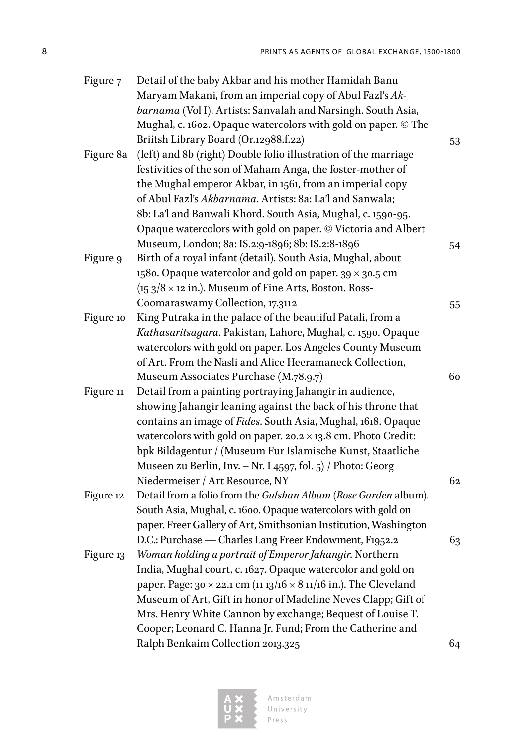| | | |
|---|---|---|
| Figure 7 | Detail of the baby Akbar and his mother Hamidah Banu Maryam Makani, from an imperial copy of Abul Fazl's *Akbarnama* (Vol I). Artists: Sanvalah and Narsingh. South Asia, Mughal, c. 1602. Opaque watercolors with gold on paper. © The Briitsh Library Board (Or.12988.f.22) | 53 |
| Figure 8a | (left) and 8b (right) Double folio illustration of the marriage festivities of the son of Maham Anga, the foster-mother of the Mughal emperor Akbar, in 1561, from an imperial copy of Abul Fazl's *Akbarnama*. Artists: 8a: La'l and Sanwala; 8b: La'l and Banwali Khord. South Asia, Mughal, c. 1590-95. Opaque watercolors with gold on paper. © Victoria and Albert Museum, London; 8a: IS.2:9-1896; 8b: IS.2:8-1896 | 54 |
| Figure 9 | Birth of a royal infant (detail). South Asia, Mughal, about 1580. Opaque watercolor and gold on paper. 39 × 30.5 cm (15 3/8 × 12 in.). Museum of Fine Arts, Boston. Ross-Coomaraswamy Collection, 17.3112 | 55 |
| Figure 10 | King Putraka in the palace of the beautiful Patali, from a *Kathasaritsagara*. Pakistan, Lahore, Mughal, c. 1590. Opaque watercolors with gold on paper. Los Angeles County Museum of Art. From the Nasli and Alice Heeramaneck Collection, Museum Associates Purchase (M.78.9.7) | 60 |
| Figure 11 | Detail from a painting portraying Jahangir in audience, showing Jahangir leaning against the back of his throne that contains an image of *Fides*. South Asia, Mughal, 1618. Opaque watercolors with gold on paper. 20.2 × 13.8 cm. Photo Credit: bpk Bildagentur / (Museum Fur Islamische Kunst, Staatliche Museen zu Berlin, Inv. – Nr. I 4597, fol. 5) / Photo: Georg Niedermeiser / Art Resource, NY | 62 |
| Figure 12 | Detail from a folio from the *Gulshan Album* (*Rose Garden* album). South Asia, Mughal, c. 1600. Opaque watercolors with gold on paper. Freer Gallery of Art, Smithsonian Institution, Washington D.C.: Purchase — Charles Lang Freer Endowment, F1952.2 | 63 |
| Figure 13 | *Woman holding a portrait of Emperor Jahangir.* Northern India, Mughal court, c. 1627. Opaque watercolor and gold on paper. Page: 30 × 22.1 cm (11 13/16 × 8 11/16 in.). The Cleveland Museum of Art, Gift in honor of Madeline Neves Clapp; Gift of Mrs. Henry White Cannon by exchange; Bequest of Louise T. Cooper; Leonard C. Hanna Jr. Fund; From the Catherine and Ralph Benkaim Collection 2013.325 | 64 |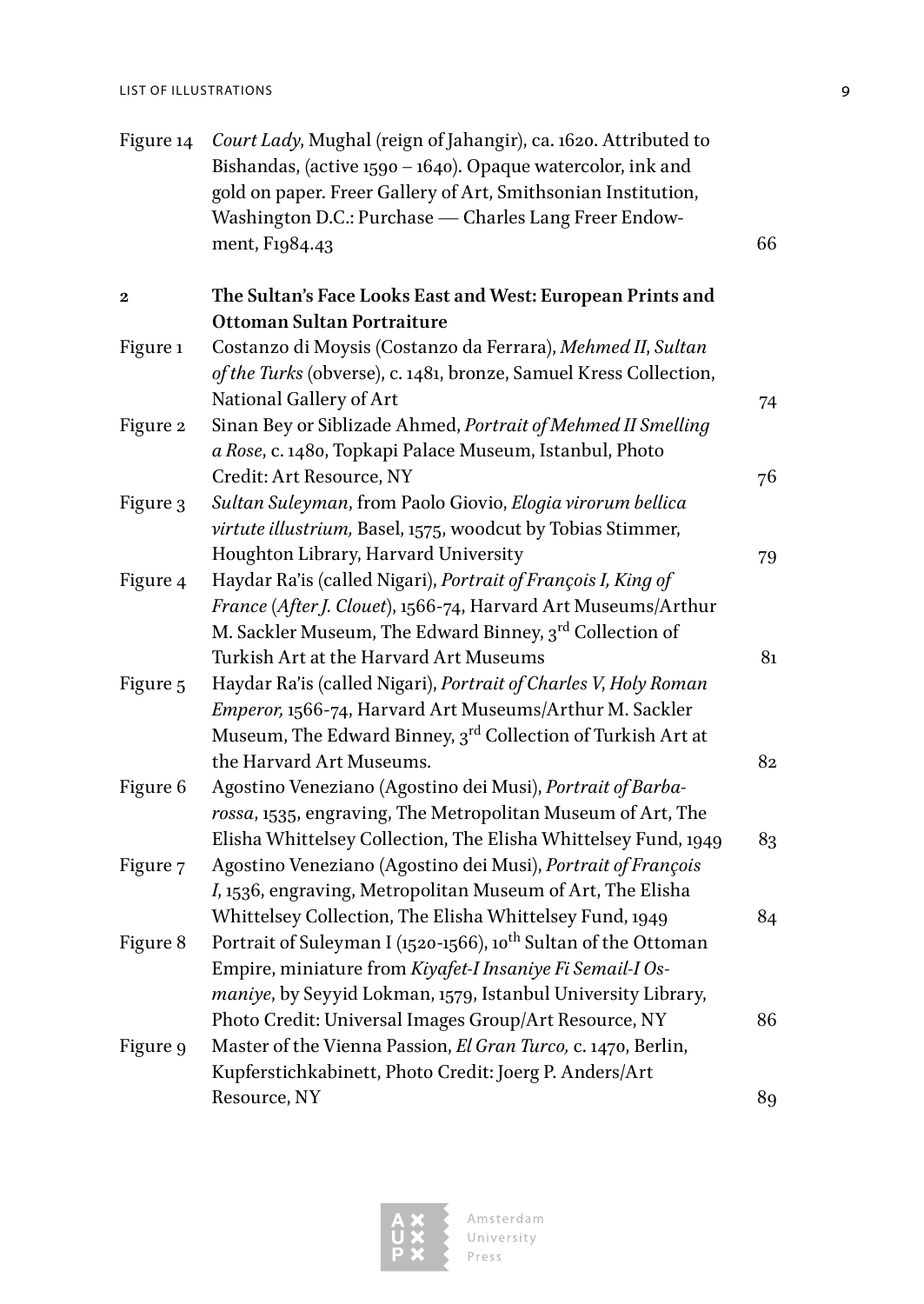Figure 14 *Court Lady*, Mughal (reign of Jahangir), ca. 1620. Attributed to Bishandas, (active 1590 – 1640). Opaque watercolor, ink and gold on paper. Freer Gallery of Art, Smithsonian Institution, Washington D.C.: Purchase — Charles Lang Freer Endowment, F1984.43 — 66

**2 The Sultan's Face Looks East and West: European Prints and Ottoman Sultan Portraiture**

Figure 1 Costanzo di Moysis (Costanzo da Ferrara), *Mehmed II, Sultan of the Turks* (obverse), c. 1481, bronze, Samuel Kress Collection, National Gallery of Art — 74

Figure 2 Sinan Bey or Siblizade Ahmed, *Portrait of Mehmed II Smelling a Rose*, c. 1480, Topkapi Palace Museum, Istanbul, Photo Credit: Art Resource, NY — 76

Figure 3 *Sultan Suleyman*, from Paolo Giovio, *Elogia virorum bellica virtute illustrium,* Basel, 1575, woodcut by Tobias Stimmer, Houghton Library, Harvard University — 79

Figure 4 Haydar Ra'is (called Nigari), *Portrait of François I, King of France* (*After J. Clouet*), 1566-74, Harvard Art Museums/Arthur M. Sackler Museum, The Edward Binney, 3rd Collection of Turkish Art at the Harvard Art Museums — 81

Figure 5 Haydar Ra'is (called Nigari), *Portrait of Charles V, Holy Roman Emperor,* 1566-74, Harvard Art Museums/Arthur M. Sackler Museum, The Edward Binney, 3rd Collection of Turkish Art at the Harvard Art Museums. — 82

Figure 6 Agostino Veneziano (Agostino dei Musi), *Portrait of Barbarossa*, 1535, engraving, The Metropolitan Museum of Art, The Elisha Whittelsey Collection, The Elisha Whittelsey Fund, 1949 — 83

Figure 7 Agostino Veneziano (Agostino dei Musi), *Portrait of François I*, 1536, engraving, Metropolitan Museum of Art, The Elisha Whittelsey Collection, The Elisha Whittelsey Fund, 1949 — 84

Figure 8 Portrait of Suleyman I (1520-1566), 10th Sultan of the Ottoman Empire, miniature from *Kiyafet-I Insaniye Fi Semail-I Osmaniye*, by Seyyid Lokman, 1579, Istanbul University Library, Photo Credit: Universal Images Group/Art Resource, NY — 86

Figure 9 Master of the Vienna Passion, *El Gran Turco,* c. 1470, Berlin, Kupferstichkabinett, Photo Credit: Joerg P. Anders/Art Resource, NY — 89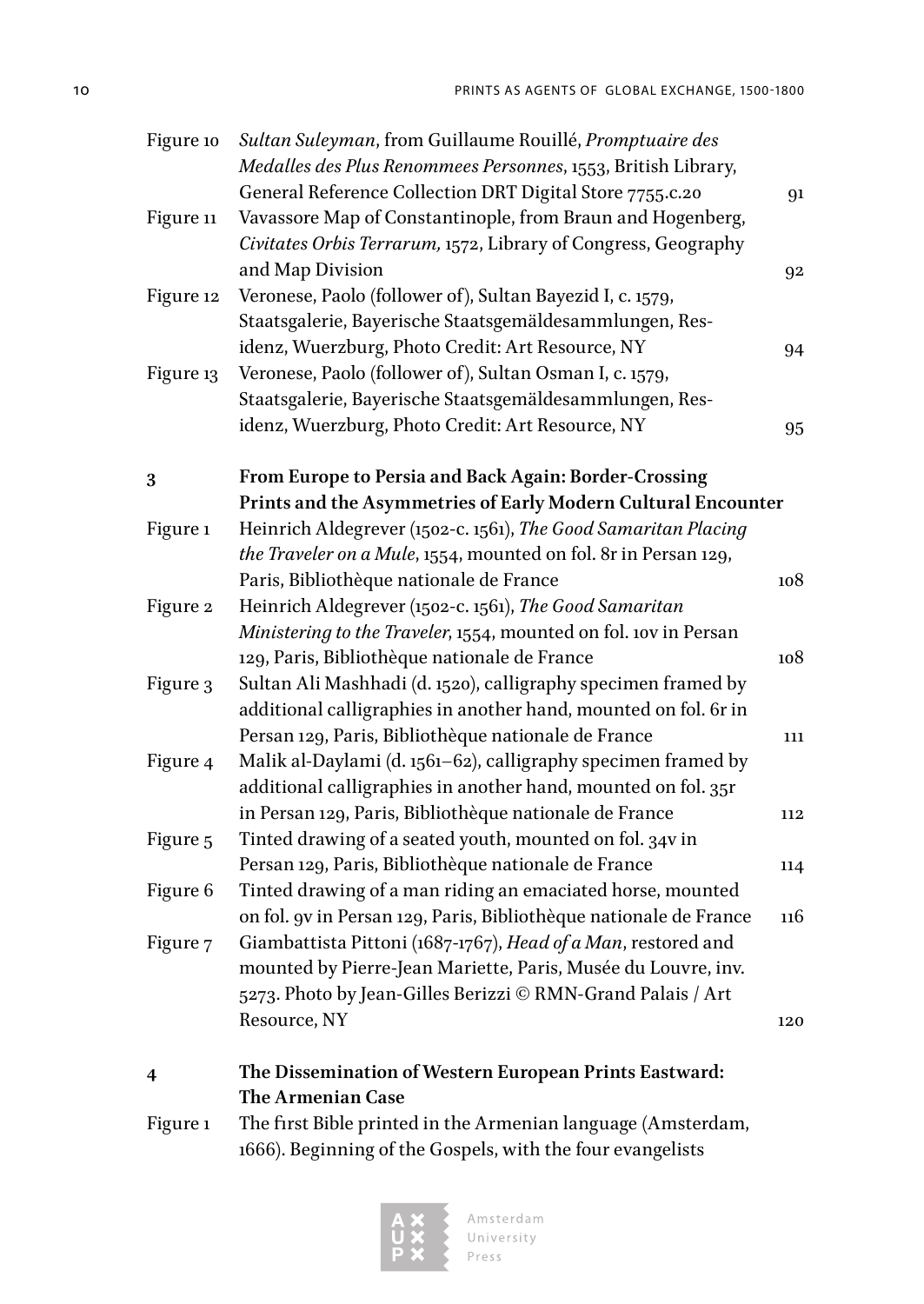| | | |
|---|---|---|
| Figure 10 | *Sultan Suleyman*, from Guillaume Rouillé, *Promptuaire des Medalles des Plus Renommees Personnes*, 1553, British Library, General Reference Collection DRT Digital Store 7755.c.20 | 91 |
| Figure 11 | Vavassore Map of Constantinople, from Braun and Hogenberg, *Civitates Orbis Terrarum,* 1572, Library of Congress, Geography and Map Division | 92 |
| Figure 12 | Veronese, Paolo (follower of), Sultan Bayezid I, c. 1579, Staatsgalerie, Bayerische Staatsgemäldesammlungen, Residenz, Wuerzburg, Photo Credit: Art Resource, NY | 94 |
| Figure 13 | Veronese, Paolo (follower of), Sultan Osman I, c. 1579, Staatsgalerie, Bayerische Staatsgemäldesammlungen, Residenz, Wuerzburg, Photo Credit: Art Resource, NY | 95 |

**3 From Europe to Persia and Back Again: Border-Crossing Prints and the Asymmetries of Early Modern Cultural Encounter**

| | | |
|---|---|---|
| Figure 1 | Heinrich Aldegrever (1502-c. 1561), *The Good Samaritan Placing the Traveler on a Mule*, 1554, mounted on fol. 8r in Persan 129, Paris, Bibliothèque nationale de France | 108 |
| Figure 2 | Heinrich Aldegrever (1502-c. 1561), *The Good Samaritan Ministering to the Traveler*, 1554, mounted on fol. 10v in Persan 129, Paris, Bibliothèque nationale de France | 108 |
| Figure 3 | Sultan Ali Mashhadi (d. 1520), calligraphy specimen framed by additional calligraphies in another hand, mounted on fol. 6r in Persan 129, Paris, Bibliothèque nationale de France | 111 |
| Figure 4 | Malik al-Daylami (d. 1561–62), calligraphy specimen framed by additional calligraphies in another hand, mounted on fol. 35r in Persan 129, Paris, Bibliothèque nationale de France | 112 |
| Figure 5 | Tinted drawing of a seated youth, mounted on fol. 34v in Persan 129, Paris, Bibliothèque nationale de France | 114 |
| Figure 6 | Tinted drawing of a man riding an emaciated horse, mounted on fol. 9v in Persan 129, Paris, Bibliothèque nationale de France | 116 |
| Figure 7 | Giambattista Pittoni (1687-1767), *Head of a Man*, restored and mounted by Pierre-Jean Mariette, Paris, Musée du Louvre, inv. 5273. Photo by Jean-Gilles Berizzi © RMN-Grand Palais / Art Resource, NY | 120 |

**4 The Dissemination of Western European Prints Eastward: The Armenian Case**

| | | |
|---|---|---|
| Figure 1 | The first Bible printed in the Armenian language (Amsterdam, 1666). Beginning of the Gospels, with the four evangelists | |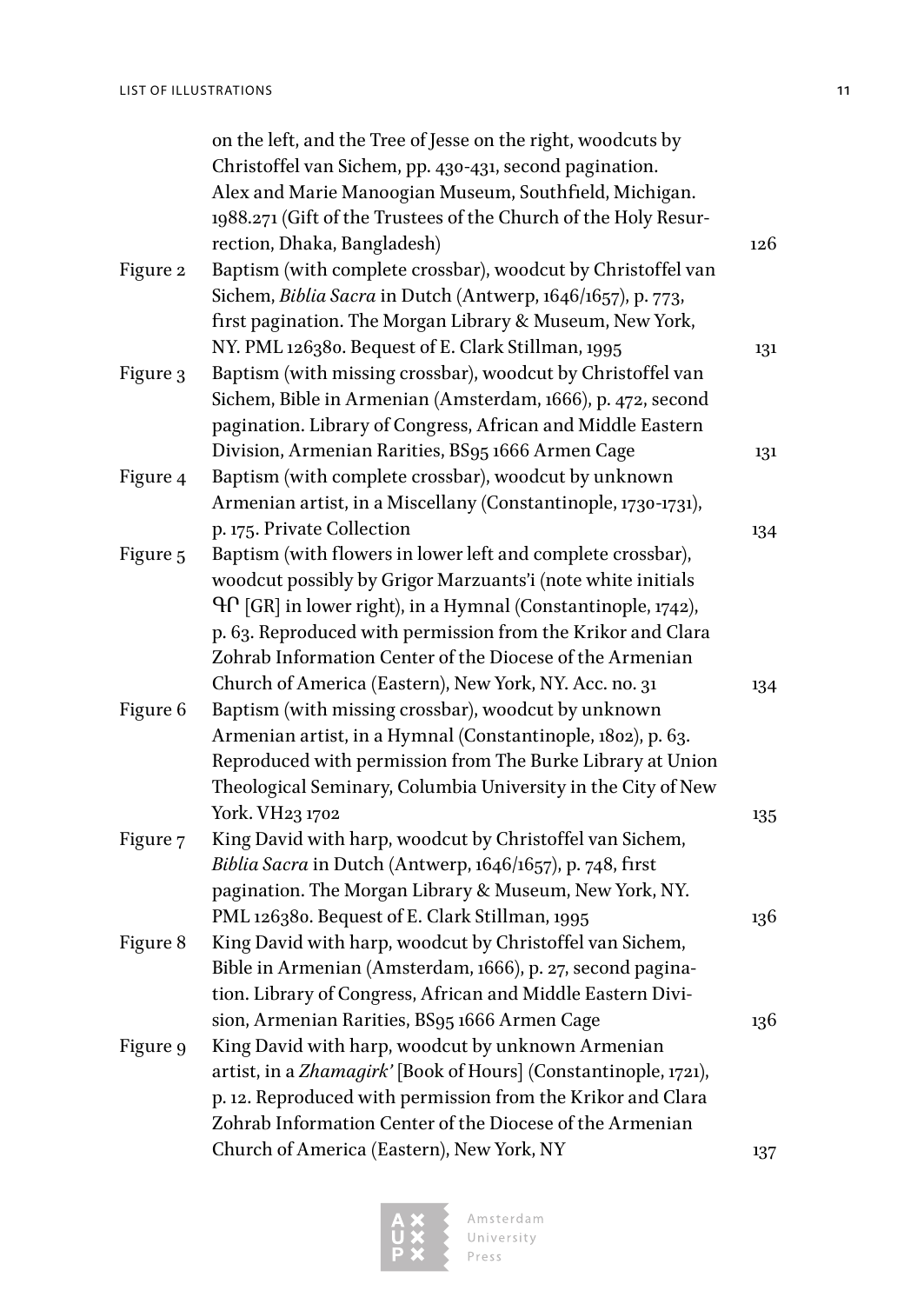on the left, and the Tree of Jesse on the right, woodcuts by Christoffel van Sichem, pp. 430-431, second pagination. Alex and Marie Manoogian Museum, Southfield, Michigan. 1988.271 (Gift of the Trustees of the Church of the Holy Resurrection, Dhaka, Bangladesh) 126

Figure 2 Baptism (with complete crossbar), woodcut by Christoffel van Sichem, *Biblia Sacra* in Dutch (Antwerp, 1646/1657), p. 773, first pagination. The Morgan Library & Museum, New York, NY. PML 126380. Bequest of E. Clark Stillman, 1995 131

Figure 3 Baptism (with missing crossbar), woodcut by Christoffel van Sichem, Bible in Armenian (Amsterdam, 1666), p. 472, second pagination. Library of Congress, African and Middle Eastern Division, Armenian Rarities, BS95 1666 Armen Cage 131

Figure 4 Baptism (with complete crossbar), woodcut by unknown Armenian artist, in a Miscellany (Constantinople, 1730-1731), p. 175. Private Collection 134

Figure 5 Baptism (with flowers in lower left and complete crossbar), woodcut possibly by Grigor Marzuants'i (note white initials ԳՐ [GR] in lower right), in a Hymnal (Constantinople, 1742), p. 63. Reproduced with permission from the Krikor and Clara Zohrab Information Center of the Diocese of the Armenian Church of America (Eastern), New York, NY. Acc. no. 31 134

Figure 6 Baptism (with missing crossbar), woodcut by unknown Armenian artist, in a Hymnal (Constantinople, 1802), p. 63. Reproduced with permission from The Burke Library at Union Theological Seminary, Columbia University in the City of New York. VH23 1702 135

Figure 7 King David with harp, woodcut by Christoffel van Sichem, *Biblia Sacra* in Dutch (Antwerp, 1646/1657), p. 748, first pagination. The Morgan Library & Museum, New York, NY. PML 126380. Bequest of E. Clark Stillman, 1995 136

Figure 8 King David with harp, woodcut by Christoffel van Sichem, Bible in Armenian (Amsterdam, 1666), p. 27, second pagination. Library of Congress, African and Middle Eastern Division, Armenian Rarities, BS95 1666 Armen Cage 136

Figure 9 King David with harp, woodcut by unknown Armenian artist, in a *Zhamagirk'* [Book of Hours] (Constantinople, 1721), p. 12. Reproduced with permission from the Krikor and Clara Zohrab Information Center of the Diocese of the Armenian Church of America (Eastern), New York, NY 137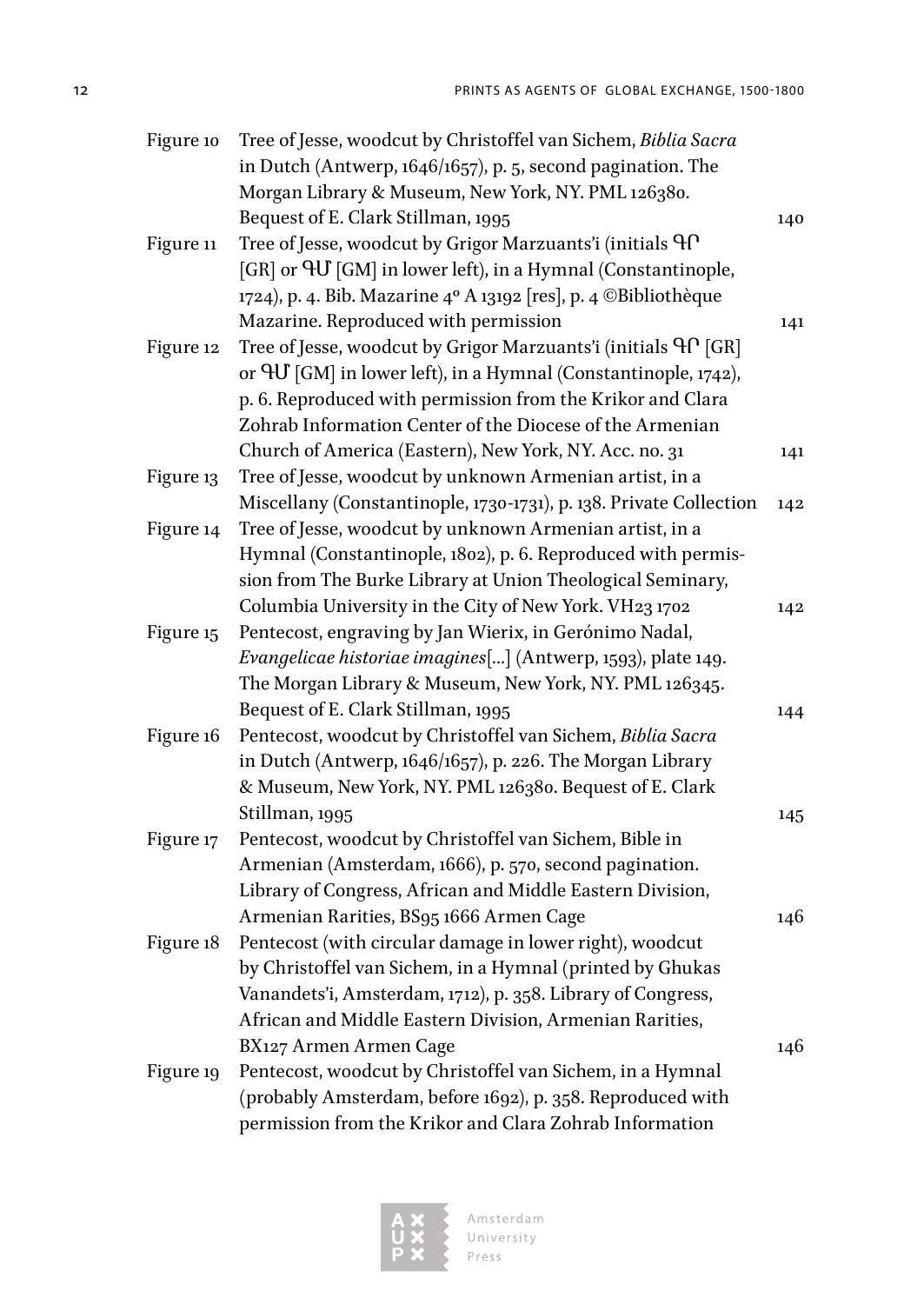| | | |
|---|---|---|
| Figure 10 | Tree of Jesse, woodcut by Christoffel van Sichem, *Biblia Sacra* in Dutch (Antwerp, 1646/1657), p. 5, second pagination. The Morgan Library & Museum, New York, NY. PML 126380. Bequest of E. Clark Stillman, 1995 | 140 |
| Figure 11 | Tree of Jesse, woodcut by Grigor Marzuants'i (initials ԳՐ [GR] or ԳՄ [GM] in lower left), in a Hymnal (Constantinople, 1724), p. 4. Bib. Mazarine 4º A 13192 [res], p. 4 ©Bibliothèque Mazarine. Reproduced with permission | 141 |
| Figure 12 | Tree of Jesse, woodcut by Grigor Marzuants'i (initials ԳՐ [GR] or ԳՄ [GM] in lower left), in a Hymnal (Constantinople, 1742), p. 6. Reproduced with permission from the Krikor and Clara Zohrab Information Center of the Diocese of the Armenian Church of America (Eastern), New York, NY. Acc. no. 31 | 141 |
| Figure 13 | Tree of Jesse, woodcut by unknown Armenian artist, in a Miscellany (Constantinople, 1730-1731), p. 138. Private Collection | 142 |
| Figure 14 | Tree of Jesse, woodcut by unknown Armenian artist, in a Hymnal (Constantinople, 1802), p. 6. Reproduced with permission from The Burke Library at Union Theological Seminary, Columbia University in the City of New York. VH23 1702 | 142 |
| Figure 15 | Pentecost, engraving by Jan Wierix, in Gerónimo Nadal, *Evangelicae historiae imagines*[...] (Antwerp, 1593), plate 149. The Morgan Library & Museum, New York, NY. PML 126345. Bequest of E. Clark Stillman, 1995 | 144 |
| Figure 16 | Pentecost, woodcut by Christoffel van Sichem, *Biblia Sacra* in Dutch (Antwerp, 1646/1657), p. 226. The Morgan Library & Museum, New York, NY. PML 126380. Bequest of E. Clark Stillman, 1995 | 145 |
| Figure 17 | Pentecost, woodcut by Christoffel van Sichem, Bible in Armenian (Amsterdam, 1666), p. 570, second pagination. Library of Congress, African and Middle Eastern Division, Armenian Rarities, BS95 1666 Armen Cage | 146 |
| Figure 18 | Pentecost (with circular damage in lower right), woodcut by Christoffel van Sichem, in a Hymnal (printed by Ghukas Vanandets'i, Amsterdam, 1712), p. 358. Library of Congress, African and Middle Eastern Division, Armenian Rarities, BX127 Armen Armen Cage | 146 |
| Figure 19 | Pentecost, woodcut by Christoffel van Sichem, in a Hymnal (probably Amsterdam, before 1692), p. 358. Reproduced with permission from the Krikor and Clara Zohrab Information | |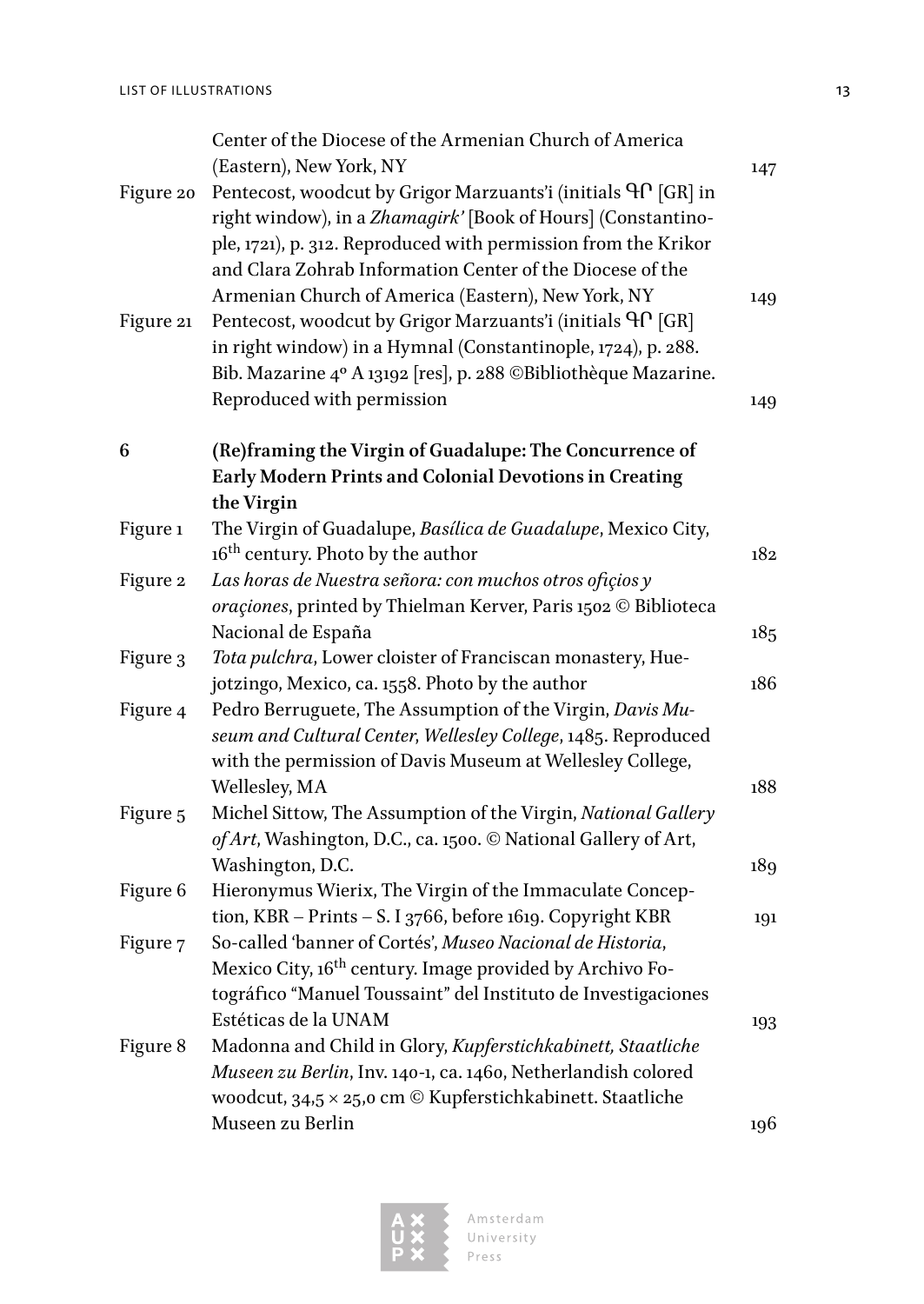| | | |
|---|---|---|
| | Center of the Diocese of the Armenian Church of America (Eastern), New York, NY | 147 |
| Figure 20 | Pentecost, woodcut by Grigor Marzuants'i (initials ԳՐ [GR] in right window), in a *Zhamagirk'* [Book of Hours] (Constantinople, 1721), p. 312. Reproduced with permission from the Krikor and Clara Zohrab Information Center of the Diocese of the Armenian Church of America (Eastern), New York, NY | 149 |
| Figure 21 | Pentecost, woodcut by Grigor Marzuants'i (initials ԳՐ [GR] in right window) in a Hymnal (Constantinople, 1724), p. 288. Bib. Mazarine 4º A 13192 [res], p. 288 ©Bibliothèque Mazarine. Reproduced with permission | 149 |
| **6** | **(Re)framing the Virgin of Guadalupe: The Concurrence of Early Modern Prints and Colonial Devotions in Creating the Virgin** | |
| Figure 1 | The Virgin of Guadalupe, *Basílica de Guadalupe*, Mexico City, 16th century. Photo by the author | 182 |
| Figure 2 | *Las horas de Nuestra señora: con muchos otros ofiçios y oraçiones*, printed by Thielman Kerver, Paris 1502 © Biblioteca Nacional de España | 185 |
| Figure 3 | *Tota pulchra*, Lower cloister of Franciscan monastery, Huejotzingo, Mexico, ca. 1558. Photo by the author | 186 |
| Figure 4 | Pedro Berruguete, The Assumption of the Virgin, *Davis Museum and Cultural Center, Wellesley College*, 1485. Reproduced with the permission of Davis Museum at Wellesley College, Wellesley, MA | 188 |
| Figure 5 | Michel Sittow, The Assumption of the Virgin, *National Gallery of Art*, Washington, D.C., ca. 1500. © National Gallery of Art, Washington, D.C. | 189 |
| Figure 6 | Hieronymus Wierix, The Virgin of the Immaculate Conception, KBR – Prints – S. I 3766, before 1619. Copyright KBR | 191 |
| Figure 7 | So-called 'banner of Cortés', *Museo Nacional de Historia*, Mexico City, 16th century. Image provided by Archivo Fotográfico "Manuel Toussaint" del Instituto de Investigaciones Estéticas de la UNAM | 193 |
| Figure 8 | Madonna and Child in Glory, *Kupferstichkabinett, Staatliche Museen zu Berlin*, Inv. 140-1, ca. 1460, Netherlandish colored woodcut, 34,5 × 25,0 cm © Kupferstichkabinett. Staatliche Museen zu Berlin | 196 |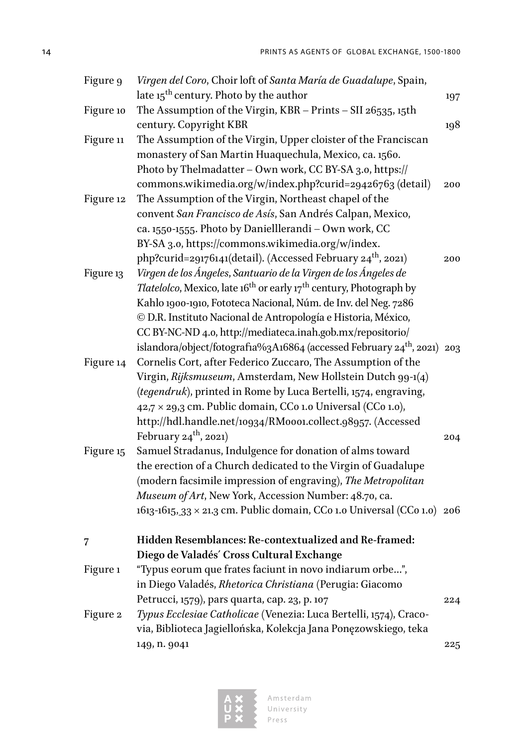| | | |
|---|---|---|
| Figure 9 | *Virgen del Coro*, Choir loft of *Santa María de Guadalupe*, Spain, late 15th century. Photo by the author | 197 |
| Figure 10 | The Assumption of the Virgin, KBR – Prints – SII 26535, 15th century. Copyright KBR | 198 |
| Figure 11 | The Assumption of the Virgin, Upper cloister of the Franciscan monastery of San Martin Huaquechula, Mexico, ca. 1560. Photo by Thelmadatter – Own work, CC BY-SA 3.0, https://commons.wikimedia.org/w/index.php?curid=29426763 (detail) | 200 |
| Figure 12 | The Assumption of the Virgin, Northeast chapel of the convent *San Francisco de Asís*, San Andrés Calpan, Mexico, ca. 1550-1555. Photo by Danielllerandi – Own work, CC BY-SA 3.0, https://commons.wikimedia.org/w/index.php?curid=29176141(detail). (Accessed February 24th, 2021) | 200 |
| Figure 13 | *Virgen de los Ángeles*, *Santuario de la Virgen de los Ángeles de Tlatelolco*, Mexico, late 16th or early 17th century, Photograph by Kahlo 1900-1910, Fototeca Nacional, Núm. de Inv. del Neg. 7286 © D.R. Instituto Nacional de Antropología e Historia, México, CC BY-NC-ND 4.0, http://mediateca.inah.gob.mx/repositorio/islandora/object/fotografia%3A16864 (accessed February 24th, 2021) | 203 |
| Figure 14 | Cornelis Cort, after Federico Zuccaro, The Assumption of the Virgin, *Rijksmuseum*, Amsterdam, New Hollstein Dutch 99-1(4) (*tegendruk*), printed in Rome by Luca Bertelli, 1574, engraving, 42,7 × 29,3 cm. Public domain, CC0 1.0 Universal (CC0 1.0), http://hdl.handle.net/10934/RM0001.collect.98957. (Accessed February 24th, 2021) | 204 |
| Figure 15 | Samuel Stradanus, Indulgence for donation of alms toward the erection of a Church dedicated to the Virgin of Guadalupe (modern facsimile impression of engraving), *The Metropolitan Museum of Art*, New York, Accession Number: 48.70, ca. 1613-1615, 33 × 21.3 cm. Public domain, CC0 1.0 Universal (CC0 1.0) | 206 |

**7 Hidden Resemblances: Re-contextualized and Re-framed: Diego de Valadés′ Cross Cultural Exchange**

| | | |
|---|---|---|
| Figure 1 | "Typus eorum que frates faciunt in novo indiarum orbe…", in Diego Valadés, *Rhetorica Christiana* (Perugia: Giacomo Petrucci, 1579), pars quarta, cap. 23, p. 107 | 224 |
| Figure 2 | *Typus Ecclesiae Catholicae* (Venezia: Luca Bertelli, 1574), Cracovia, Biblioteca Jagiellońska, Kolekcja Jana Ponęzowskiego, teka 149, n. 9041 | 225 |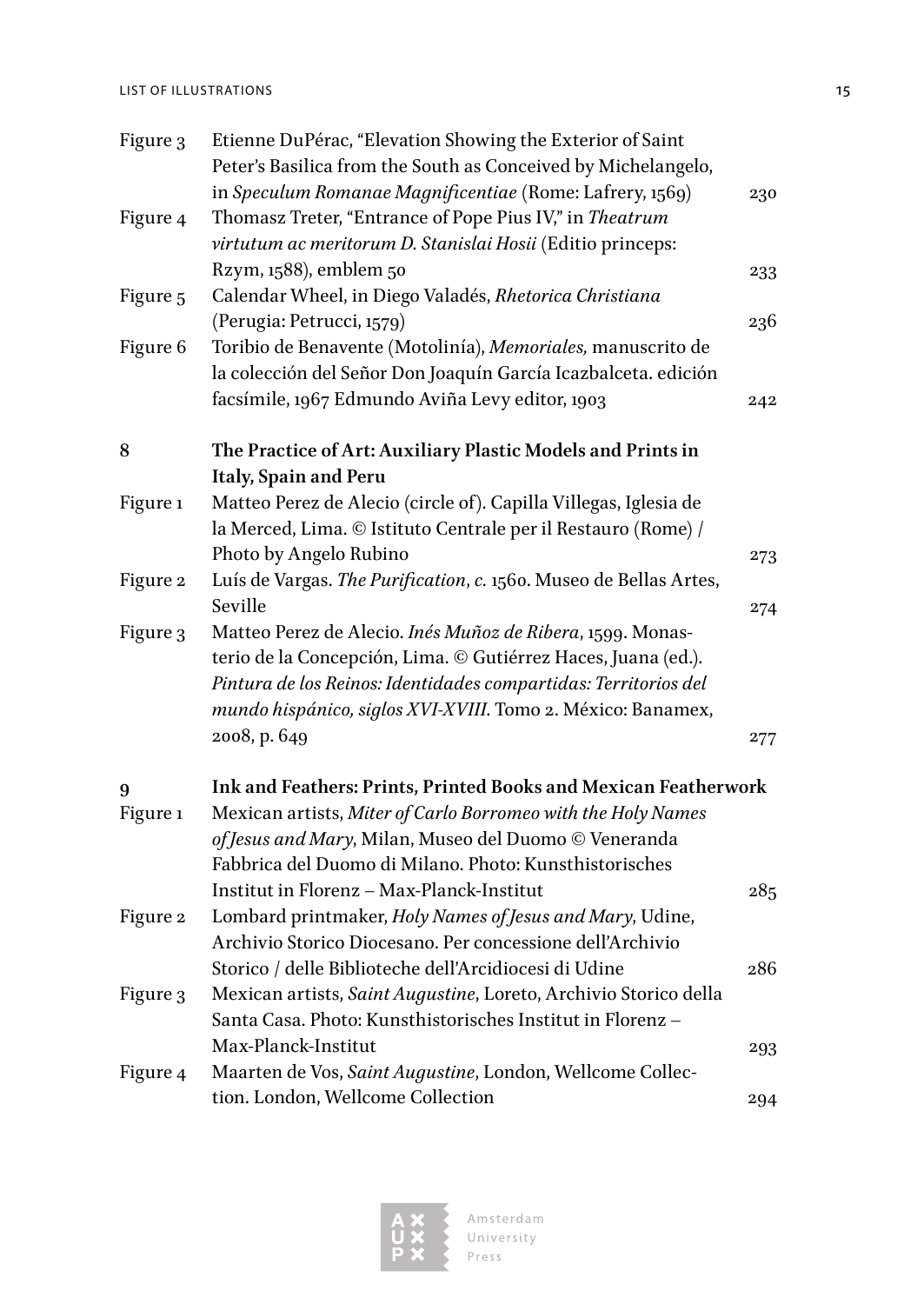| | | |
|---|---|---|
| Figure 3 | Etienne DuPérac, “Elevation Showing the Exterior of Saint Peter’s Basilica from the South as Conceived by Michelangelo, in *Speculum Romanae Magnificentiae* (Rome: Lafrery, 1569) | 230 |
| Figure 4 | Thomasz Treter, “Entrance of Pope Pius IV,” in *Theatrum virtutum ac meritorum D. Stanislai Hosii* (Editio princeps: Rzym, 1588), emblem 50 | 233 |
| Figure 5 | Calendar Wheel, in Diego Valadés, *Rhetorica Christiana* (Perugia: Petrucci, 1579) | 236 |
| Figure 6 | Toribio de Benavente (Motolinía), *Memoriales,* manuscrito de la colección del Señor Don Joaquín García Icazbalceta. edición facsímile, 1967 Edmundo Aviña Levy editor, 1903 | 242 |
| | | |
| **8** | **The Practice of Art: Auxiliary Plastic Models and Prints in Italy, Spain and Peru** | |
| Figure 1 | Matteo Perez de Alecio (circle of). Capilla Villegas, Iglesia de la Merced, Lima. © Istituto Centrale per il Restauro (Rome) / Photo by Angelo Rubino | 273 |
| Figure 2 | Luís de Vargas. *The Purification*, *c.* 1560. Museo de Bellas Artes, Seville | 274 |
| Figure 3 | Matteo Perez de Alecio. *Inés Muñoz de Ribera*, 1599. Monasterio de la Concepción, Lima. © Gutiérrez Haces, Juana (ed.). *Pintura de los Reinos: Identidades compartidas: Territorios del mundo hispánico, siglos XVI-XVIII*. Tomo 2. México: Banamex, 2008, p. 649 | 277 |
| | | |
| **9** | **Ink and Feathers: Prints, Printed Books and Mexican Featherwork** | |
| Figure 1 | Mexican artists, *Miter of Carlo Borromeo with the Holy Names of Jesus and Mary*, Milan, Museo del Duomo © Veneranda Fabbrica del Duomo di Milano. Photo: Kunsthistorisches Institut in Florenz – Max-Planck-Institut | 285 |
| Figure 2 | Lombard printmaker, *Holy Names of Jesus and Mary*, Udine, Archivio Storico Diocesano. Per concessione dell’Archivio Storico / delle Biblioteche dell’Arcidiocesi di Udine | 286 |
| Figure 3 | Mexican artists, *Saint Augustine*, Loreto, Archivio Storico della Santa Casa. Photo: Kunsthistorisches Institut in Florenz – Max-Planck-Institut | 293 |
| Figure 4 | Maarten de Vos, *Saint Augustine*, London, Wellcome Collection. London, Wellcome Collection | 294 |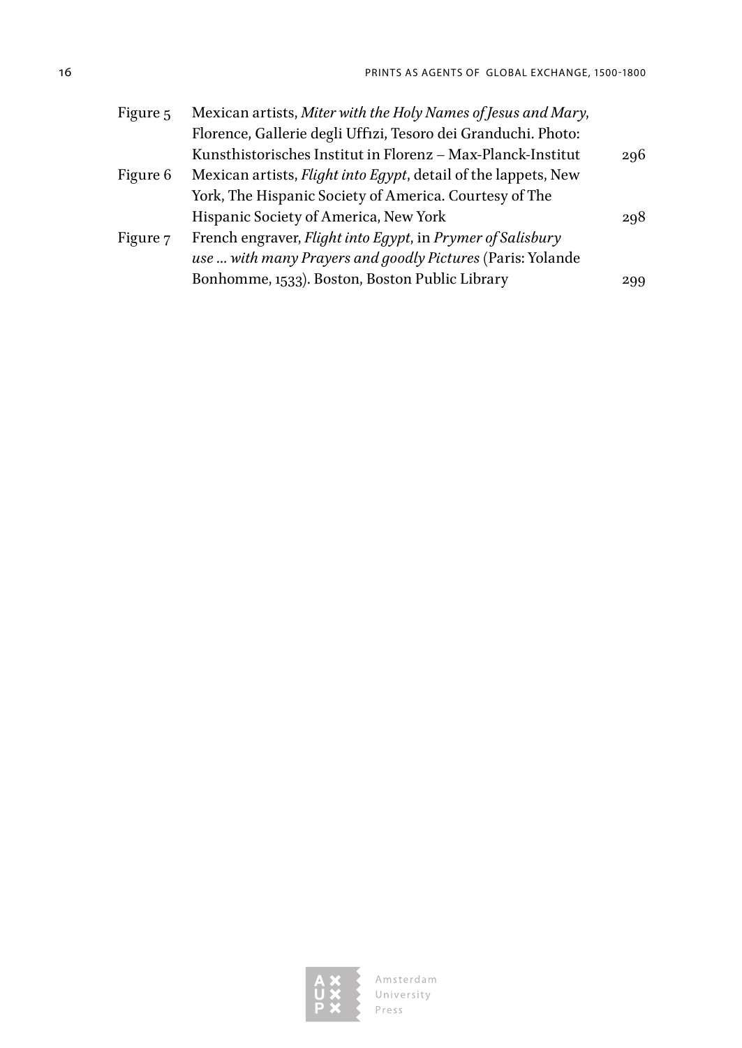| | | |
|---|---|---|
| Figure 5 | Mexican artists, *Miter with the Holy Names of Jesus and Mary*, Florence, Gallerie degli Uffizi, Tesoro dei Granduchi. Photo: Kunsthistorisches Institut in Florenz – Max-Planck-Institut | 296 |
| Figure 6 | Mexican artists, *Flight into Egypt*, detail of the lappets, New York, The Hispanic Society of America. Courtesy of The Hispanic Society of America, New York | 298 |
| Figure 7 | French engraver, *Flight into Egypt*, in *Prymer of Salisbury use … with many Prayers and goodly Pictures* (Paris: Yolande Bonhomme, 1533). Boston, Boston Public Library | 299 |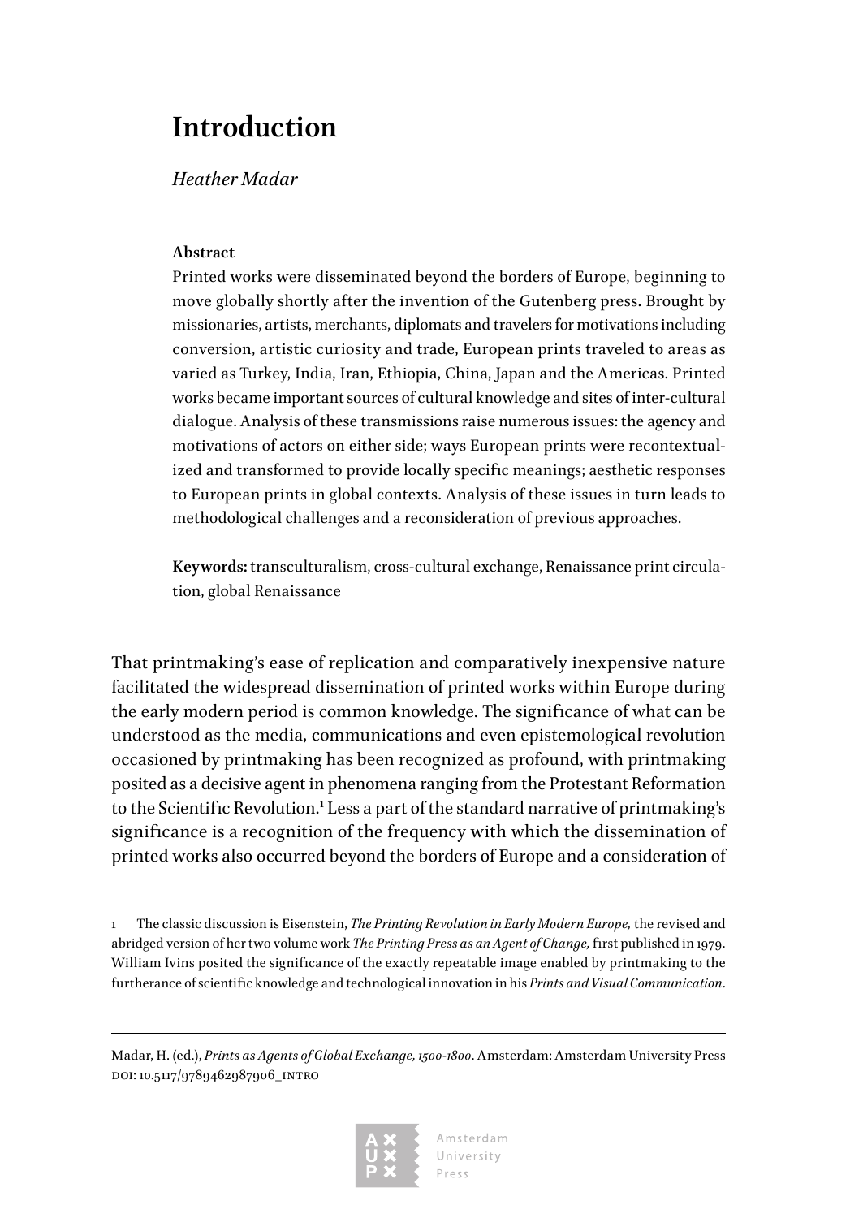# Introduction

*Heather Madar*

**Abstract**

Printed works were disseminated beyond the borders of Europe, beginning to move globally shortly after the invention of the Gutenberg press. Brought by missionaries, artists, merchants, diplomats and travelers for motivations including conversion, artistic curiosity and trade, European prints traveled to areas as varied as Turkey, India, Iran, Ethiopia, China, Japan and the Americas. Printed works became important sources of cultural knowledge and sites of inter-cultural dialogue. Analysis of these transmissions raise numerous issues: the agency and motivations of actors on either side; ways European prints were recontextualized and transformed to provide locally specific meanings; aesthetic responses to European prints in global contexts. Analysis of these issues in turn leads to methodological challenges and a reconsideration of previous approaches.

**Keywords:** transculturalism, cross-cultural exchange, Renaissance print circulation, global Renaissance

That printmaking's ease of replication and comparatively inexpensive nature facilitated the widespread dissemination of printed works within Europe during the early modern period is common knowledge. The significance of what can be understood as the media, communications and even epistemological revolution occasioned by printmaking has been recognized as profound, with printmaking posited as a decisive agent in phenomena ranging from the Protestant Reformation to the Scientific Revolution.[1] Less a part of the standard narrative of printmaking's significance is a recognition of the frequency with which the dissemination of printed works also occurred beyond the borders of Europe and a consideration of

1 The classic discussion is Eisenstein, *The Printing Revolution in Early Modern Europe,* the revised and abridged version of her two volume work *The Printing Press as an Agent of Change,* first published in 1979. William Ivins posited the significance of the exactly repeatable image enabled by printmaking to the furtherance of scientific knowledge and technological innovation in his *Prints and Visual Communication*.

Madar, H. (ed.), *Prints as Agents of Global Exchange, 1500-1800*. Amsterdam: Amsterdam University Press
DOI: 10.5117/9789462987906_INTRO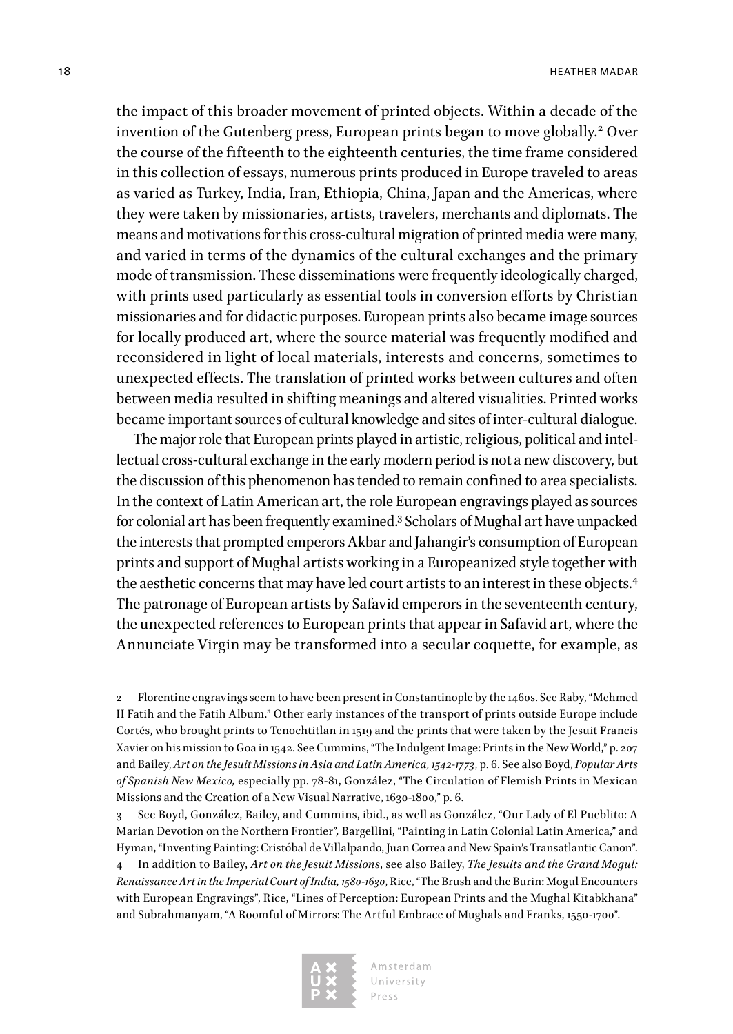the impact of this broader movement of printed objects. Within a decade of the invention of the Gutenberg press, European prints began to move globally.[2] Over the course of the fifteenth to the eighteenth centuries, the time frame considered in this collection of essays, numerous prints produced in Europe traveled to areas as varied as Turkey, India, Iran, Ethiopia, China, Japan and the Americas, where they were taken by missionaries, artists, travelers, merchants and diplomats. The means and motivations for this cross-cultural migration of printed media were many, and varied in terms of the dynamics of the cultural exchanges and the primary mode of transmission. These disseminations were frequently ideologically charged, with prints used particularly as essential tools in conversion efforts by Christian missionaries and for didactic purposes. European prints also became image sources for locally produced art, where the source material was frequently modified and reconsidered in light of local materials, interests and concerns, sometimes to unexpected effects. The translation of printed works between cultures and often between media resulted in shifting meanings and altered visualities. Printed works became important sources of cultural knowledge and sites of inter-cultural dialogue.

The major role that European prints played in artistic, religious, political and intellectual cross-cultural exchange in the early modern period is not a new discovery, but the discussion of this phenomenon has tended to remain confined to area specialists. In the context of Latin American art, the role European engravings played as sources for colonial art has been frequently examined.[3] Scholars of Mughal art have unpacked the interests that prompted emperors Akbar and Jahangir's consumption of European prints and support of Mughal artists working in a Europeanized style together with the aesthetic concerns that may have led court artists to an interest in these objects.[4] The patronage of European artists by Safavid emperors in the seventeenth century, the unexpected references to European prints that appear in Safavid art, where the Annunciate Virgin may be transformed into a secular coquette, for example, as

2 Florentine engravings seem to have been present in Constantinople by the 1460s. See Raby, "Mehmed II Fatih and the Fatih Album." Other early instances of the transport of prints outside Europe include Cortés, who brought prints to Tenochtitlan in 1519 and the prints that were taken by the Jesuit Francis Xavier on his mission to Goa in 1542. See Cummins, "The Indulgent Image: Prints in the New World," p. 207 and Bailey, *Art on the Jesuit Missions in Asia and Latin America, 1542-1773*, p. 6. See also Boyd, *Popular Arts of Spanish New Mexico,* especially pp. 78-81, González, "The Circulation of Flemish Prints in Mexican Missions and the Creation of a New Visual Narrative, 1630-1800," p. 6.

3 See Boyd, González, Bailey, and Cummins, ibid., as well as González, "Our Lady of El Pueblito: A Marian Devotion on the Northern Frontier", Bargellini, "Painting in Latin Colonial Latin America," and Hyman, "Inventing Painting: Cristóbal de Villalpando, Juan Correa and New Spain's Transatlantic Canon".

4 In addition to Bailey, *Art on the Jesuit Missions*, see also Bailey, *The Jesuits and the Grand Mogul: Renaissance Art in the Imperial Court of India, 1580-1630*, Rice, "The Brush and the Burin: Mogul Encounters with European Engravings", Rice, "Lines of Perception: European Prints and the Mughal Kitabkhana" and Subrahmanyam, "A Roomful of Mirrors: The Artful Embrace of Mughals and Franks, 1550-1700".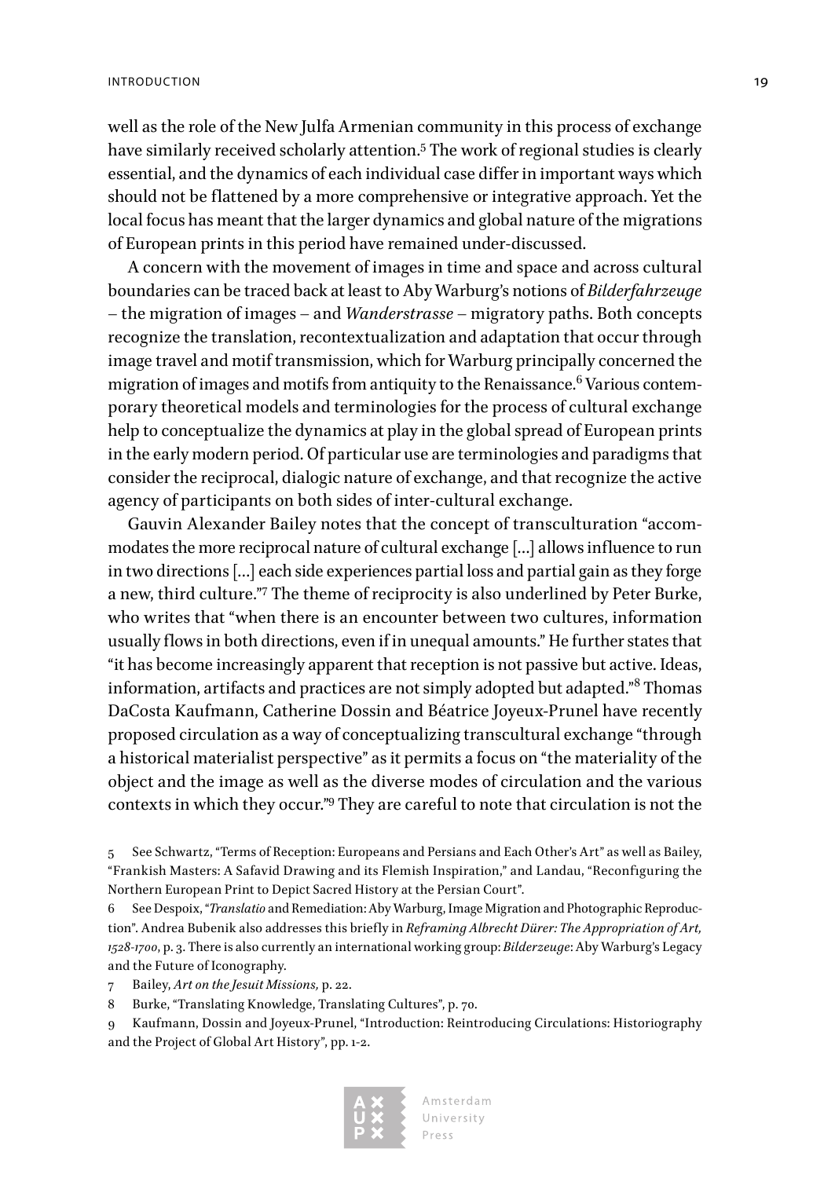well as the role of the New Julfa Armenian community in this process of exchange have similarly received scholarly attention.[5] The work of regional studies is clearly essential, and the dynamics of each individual case differ in important ways which should not be flattened by a more comprehensive or integrative approach. Yet the local focus has meant that the larger dynamics and global nature of the migrations of European prints in this period have remained under-discussed.

A concern with the movement of images in time and space and across cultural boundaries can be traced back at least to Aby Warburg's notions of *Bilderfahrzeuge* – the migration of images – and *Wanderstrasse* – migratory paths. Both concepts recognize the translation, recontextualization and adaptation that occur through image travel and motif transmission, which for Warburg principally concerned the migration of images and motifs from antiquity to the Renaissance.[6] Various contemporary theoretical models and terminologies for the process of cultural exchange help to conceptualize the dynamics at play in the global spread of European prints in the early modern period. Of particular use are terminologies and paradigms that consider the reciprocal, dialogic nature of exchange, and that recognize the active agency of participants on both sides of inter-cultural exchange.

Gauvin Alexander Bailey notes that the concept of transculturation "accommodates the more reciprocal nature of cultural exchange […] allows influence to run in two directions […] each side experiences partial loss and partial gain as they forge a new, third culture."[7] The theme of reciprocity is also underlined by Peter Burke, who writes that "when there is an encounter between two cultures, information usually flows in both directions, even if in unequal amounts." He further states that "it has become increasingly apparent that reception is not passive but active. Ideas, information, artifacts and practices are not simply adopted but adapted."[8] Thomas DaCosta Kaufmann, Catherine Dossin and Béatrice Joyeux-Prunel have recently proposed circulation as a way of conceptualizing transcultural exchange "through a historical materialist perspective" as it permits a focus on "the materiality of the object and the image as well as the diverse modes of circulation and the various contexts in which they occur."[9] They are careful to note that circulation is not the

5 See Schwartz, "Terms of Reception: Europeans and Persians and Each Other's Art" as well as Bailey, "Frankish Masters: A Safavid Drawing and its Flemish Inspiration," and Landau, "Reconfiguring the Northern European Print to Depict Sacred History at the Persian Court".

6 See Despoix, "*Translatio* and Remediation: Aby Warburg, Image Migration and Photographic Reproduction". Andrea Bubenik also addresses this briefly in *Reframing Albrecht Dürer: The Appropriation of Art, 1528-1700*, p. 3. There is also currently an international working group: *Bilderzeuge*: Aby Warburg's Legacy and the Future of Iconography.

7 Bailey, *Art on the Jesuit Missions,* p. 22.

8 Burke, "Translating Knowledge, Translating Cultures", p. 70.

9 Kaufmann, Dossin and Joyeux-Prunel, "Introduction: Reintroducing Circulations: Historiography and the Project of Global Art History", pp. 1-2.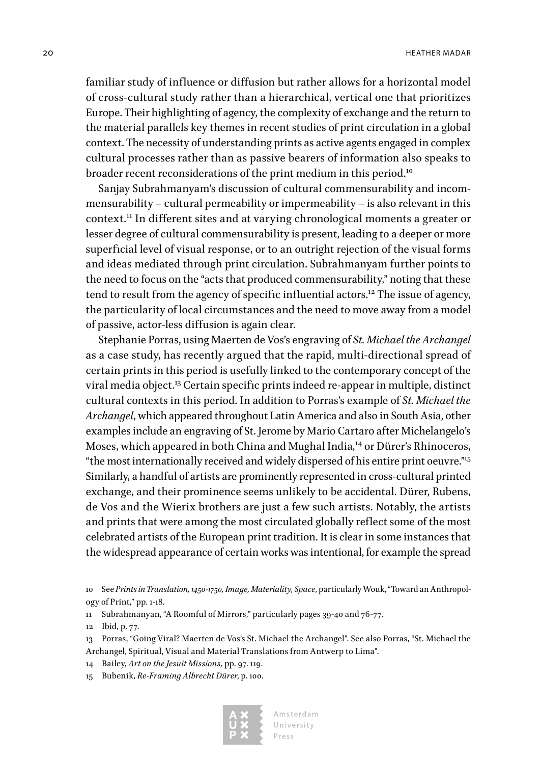familiar study of influence or diffusion but rather allows for a horizontal model of cross-cultural study rather than a hierarchical, vertical one that prioritizes Europe. Their highlighting of agency, the complexity of exchange and the return to the material parallels key themes in recent studies of print circulation in a global context. The necessity of understanding prints as active agents engaged in complex cultural processes rather than as passive bearers of information also speaks to broader recent reconsiderations of the print medium in this period.[10]

Sanjay Subrahmanyam's discussion of cultural commensurability and incommensurability – cultural permeability or impermeability – is also relevant in this context.[11] In different sites and at varying chronological moments a greater or lesser degree of cultural commensurability is present, leading to a deeper or more superficial level of visual response, or to an outright rejection of the visual forms and ideas mediated through print circulation. Subrahmanyam further points to the need to focus on the "acts that produced commensurability," noting that these tend to result from the agency of specific influential actors.[12] The issue of agency, the particularity of local circumstances and the need to move away from a model of passive, actor-less diffusion is again clear.

Stephanie Porras, using Maerten de Vos's engraving of *St. Michael the Archangel* as a case study, has recently argued that the rapid, multi-directional spread of certain prints in this period is usefully linked to the contemporary concept of the viral media object.[13] Certain specific prints indeed re-appear in multiple, distinct cultural contexts in this period. In addition to Porras's example of *St. Michael the Archangel*, which appeared throughout Latin America and also in South Asia, other examples include an engraving of St. Jerome by Mario Cartaro after Michelangelo's Moses, which appeared in both China and Mughal India,[14] or Dürer's Rhinoceros, "the most internationally received and widely dispersed of his entire print oeuvre."[15] Similarly, a handful of artists are prominently represented in cross-cultural printed exchange, and their prominence seems unlikely to be accidental. Dürer, Rubens, de Vos and the Wierix brothers are just a few such artists. Notably, the artists and prints that were among the most circulated globally reflect some of the most celebrated artists of the European print tradition. It is clear in some instances that the widespread appearance of certain works was intentional, for example the spread

10 See *Prints in Translation, 1450-1750, Image, Materiality, Space*, particularly Wouk, "Toward an Anthropology of Print," pp. 1-18.

11 Subrahmanyan, "A Roomful of Mirrors," particularly pages 39-40 and 76-77.

12 Ibid, p. 77.

13 Porras, "Going Viral? Maerten de Vos's St. Michael the Archangel". See also Porras, "St. Michael the Archangel, Spiritual, Visual and Material Translations from Antwerp to Lima".

14 Bailey, *Art on the Jesuit Missions,* pp. 97. 119.

15 Bubenik, *Re-Framing Albrecht Dürer*, p. 100.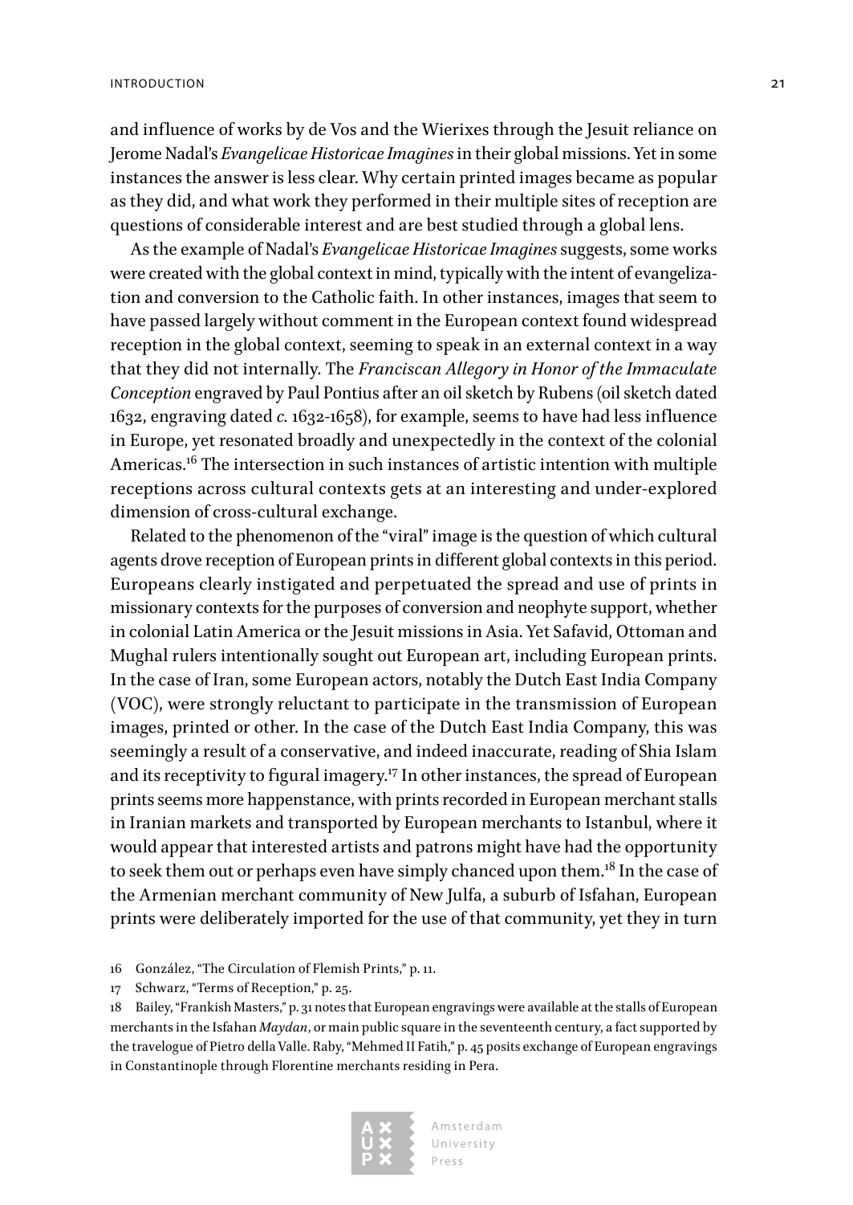and influence of works by de Vos and the Wierixes through the Jesuit reliance on Jerome Nadal's *Evangelicae Historicae Imagines* in their global missions. Yet in some instances the answer is less clear. Why certain printed images became as popular as they did, and what work they performed in their multiple sites of reception are questions of considerable interest and are best studied through a global lens.

As the example of Nadal's *Evangelicae Historicae Imagines* suggests, some works were created with the global context in mind, typically with the intent of evangelization and conversion to the Catholic faith. In other instances, images that seem to have passed largely without comment in the European context found widespread reception in the global context, seeming to speak in an external context in a way that they did not internally. The *Franciscan Allegory in Honor of the Immaculate Conception* engraved by Paul Pontius after an oil sketch by Rubens (oil sketch dated 1632, engraving dated *c.* 1632-1658), for example, seems to have had less influence in Europe, yet resonated broadly and unexpectedly in the context of the colonial Americas.[16] The intersection in such instances of artistic intention with multiple receptions across cultural contexts gets at an interesting and under-explored dimension of cross-cultural exchange.

Related to the phenomenon of the "viral" image is the question of which cultural agents drove reception of European prints in different global contexts in this period. Europeans clearly instigated and perpetuated the spread and use of prints in missionary contexts for the purposes of conversion and neophyte support, whether in colonial Latin America or the Jesuit missions in Asia. Yet Safavid, Ottoman and Mughal rulers intentionally sought out European art, including European prints. In the case of Iran, some European actors, notably the Dutch East India Company (VOC), were strongly reluctant to participate in the transmission of European images, printed or other. In the case of the Dutch East India Company, this was seemingly a result of a conservative, and indeed inaccurate, reading of Shia Islam and its receptivity to figural imagery.[17] In other instances, the spread of European prints seems more happenstance, with prints recorded in European merchant stalls in Iranian markets and transported by European merchants to Istanbul, where it would appear that interested artists and patrons might have had the opportunity to seek them out or perhaps even have simply chanced upon them.[18] In the case of the Armenian merchant community of New Julfa, a suburb of Isfahan, European prints were deliberately imported for the use of that community, yet they in turn

16 González, "The Circulation of Flemish Prints," p. 11.

17 Schwarz, "Terms of Reception," p. 25.

18 Bailey, "Frankish Masters," p. 31 notes that European engravings were available at the stalls of European merchants in the Isfahan *Maydan*, or main public square in the seventeenth century, a fact supported by the travelogue of Pietro della Valle. Raby, "Mehmed II Fatih," p. 45 posits exchange of European engravings in Constantinople through Florentine merchants residing in Pera.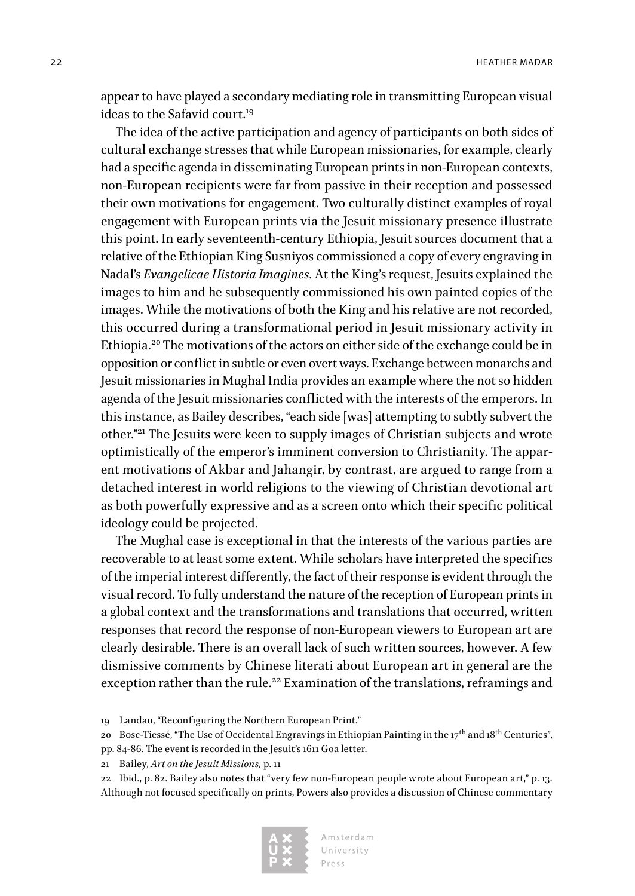appear to have played a secondary mediating role in transmitting European visual ideas to the Safavid court.[19]

The idea of the active participation and agency of participants on both sides of cultural exchange stresses that while European missionaries, for example, clearly had a specific agenda in disseminating European prints in non-European contexts, non-European recipients were far from passive in their reception and possessed their own motivations for engagement. Two culturally distinct examples of royal engagement with European prints via the Jesuit missionary presence illustrate this point. In early seventeenth-century Ethiopia, Jesuit sources document that a relative of the Ethiopian King Susniyos commissioned a copy of every engraving in Nadal's *Evangelicae Historia Imagines.* At the King's request, Jesuits explained the images to him and he subsequently commissioned his own painted copies of the images. While the motivations of both the King and his relative are not recorded, this occurred during a transformational period in Jesuit missionary activity in Ethiopia.[20] The motivations of the actors on either side of the exchange could be in opposition or conflict in subtle or even overt ways. Exchange between monarchs and Jesuit missionaries in Mughal India provides an example where the not so hidden agenda of the Jesuit missionaries conflicted with the interests of the emperors. In this instance, as Bailey describes, "each side [was] attempting to subtly subvert the other."[21] The Jesuits were keen to supply images of Christian subjects and wrote optimistically of the emperor's imminent conversion to Christianity. The apparent motivations of Akbar and Jahangir, by contrast, are argued to range from a detached interest in world religions to the viewing of Christian devotional art as both powerfully expressive and as a screen onto which their specific political ideology could be projected.

The Mughal case is exceptional in that the interests of the various parties are recoverable to at least some extent. While scholars have interpreted the specifics of the imperial interest differently, the fact of their response is evident through the visual record. To fully understand the nature of the reception of European prints in a global context and the transformations and translations that occurred, written responses that record the response of non-European viewers to European art are clearly desirable. There is an overall lack of such written sources, however. A few dismissive comments by Chinese literati about European art in general are the exception rather than the rule.[22] Examination of the translations, reframings and

19 Landau, "Reconfiguring the Northern European Print."

20 Bosc-Tiessé, "The Use of Occidental Engravings in Ethiopian Painting in the 17th and 18th Centuries", pp. 84-86. The event is recorded in the Jesuit's 1611 Goa letter.

21 Bailey, *Art on the Jesuit Missions,* p. 11

22 Ibid., p. 82. Bailey also notes that "very few non-European people wrote about European art," p. 13. Although not focused specifically on prints, Powers also provides a discussion of Chinese commentary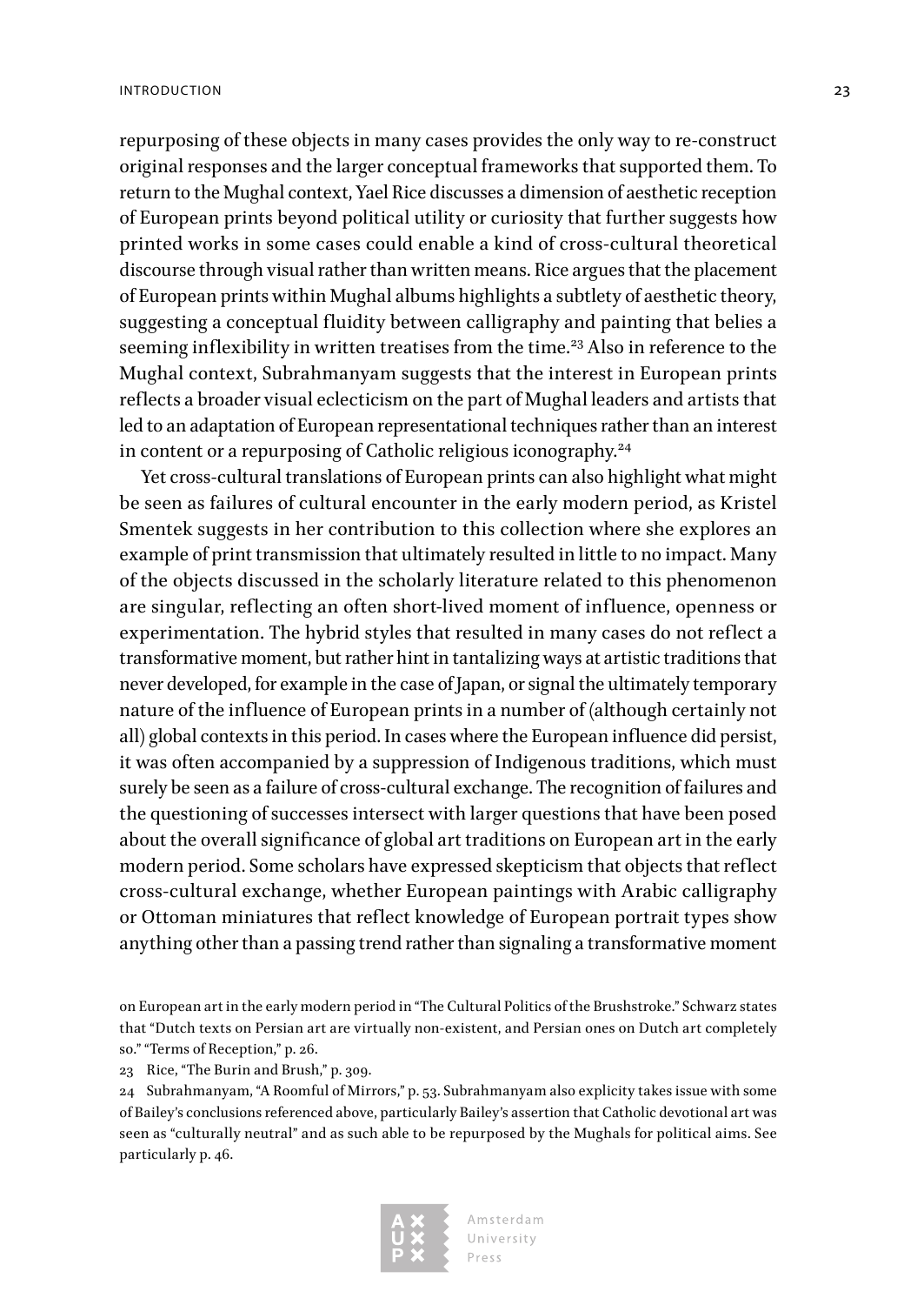repurposing of these objects in many cases provides the only way to re-construct original responses and the larger conceptual frameworks that supported them. To return to the Mughal context, Yael Rice discusses a dimension of aesthetic reception of European prints beyond political utility or curiosity that further suggests how printed works in some cases could enable a kind of cross-cultural theoretical discourse through visual rather than written means. Rice argues that the placement of European prints within Mughal albums highlights a subtlety of aesthetic theory, suggesting a conceptual fluidity between calligraphy and painting that belies a seeming inflexibility in written treatises from the time.[23] Also in reference to the Mughal context, Subrahmanyam suggests that the interest in European prints reflects a broader visual eclecticism on the part of Mughal leaders and artists that led to an adaptation of European representational techniques rather than an interest in content or a repurposing of Catholic religious iconography.[24]

Yet cross-cultural translations of European prints can also highlight what might be seen as failures of cultural encounter in the early modern period, as Kristel Smentek suggests in her contribution to this collection where she explores an example of print transmission that ultimately resulted in little to no impact. Many of the objects discussed in the scholarly literature related to this phenomenon are singular, reflecting an often short-lived moment of influence, openness or experimentation. The hybrid styles that resulted in many cases do not reflect a transformative moment, but rather hint in tantalizing ways at artistic traditions that never developed, for example in the case of Japan, or signal the ultimately temporary nature of the influence of European prints in a number of (although certainly not all) global contexts in this period. In cases where the European influence did persist, it was often accompanied by a suppression of Indigenous traditions, which must surely be seen as a failure of cross-cultural exchange. The recognition of failures and the questioning of successes intersect with larger questions that have been posed about the overall significance of global art traditions on European art in the early modern period. Some scholars have expressed skepticism that objects that reflect cross-cultural exchange, whether European paintings with Arabic calligraphy or Ottoman miniatures that reflect knowledge of European portrait types show anything other than a passing trend rather than signaling a transformative moment

on European art in the early modern period in "The Cultural Politics of the Brushstroke." Schwarz states that "Dutch texts on Persian art are virtually non-existent, and Persian ones on Dutch art completely so." "Terms of Reception," p. 26.

23 Rice, "The Burin and Brush," p. 309.

24 Subrahmanyam, "A Roomful of Mirrors," p. 53. Subrahmanyam also explicity takes issue with some of Bailey's conclusions referenced above, particularly Bailey's assertion that Catholic devotional art was seen as "culturally neutral" and as such able to be repurposed by the Mughals for political aims. See particularly p. 46.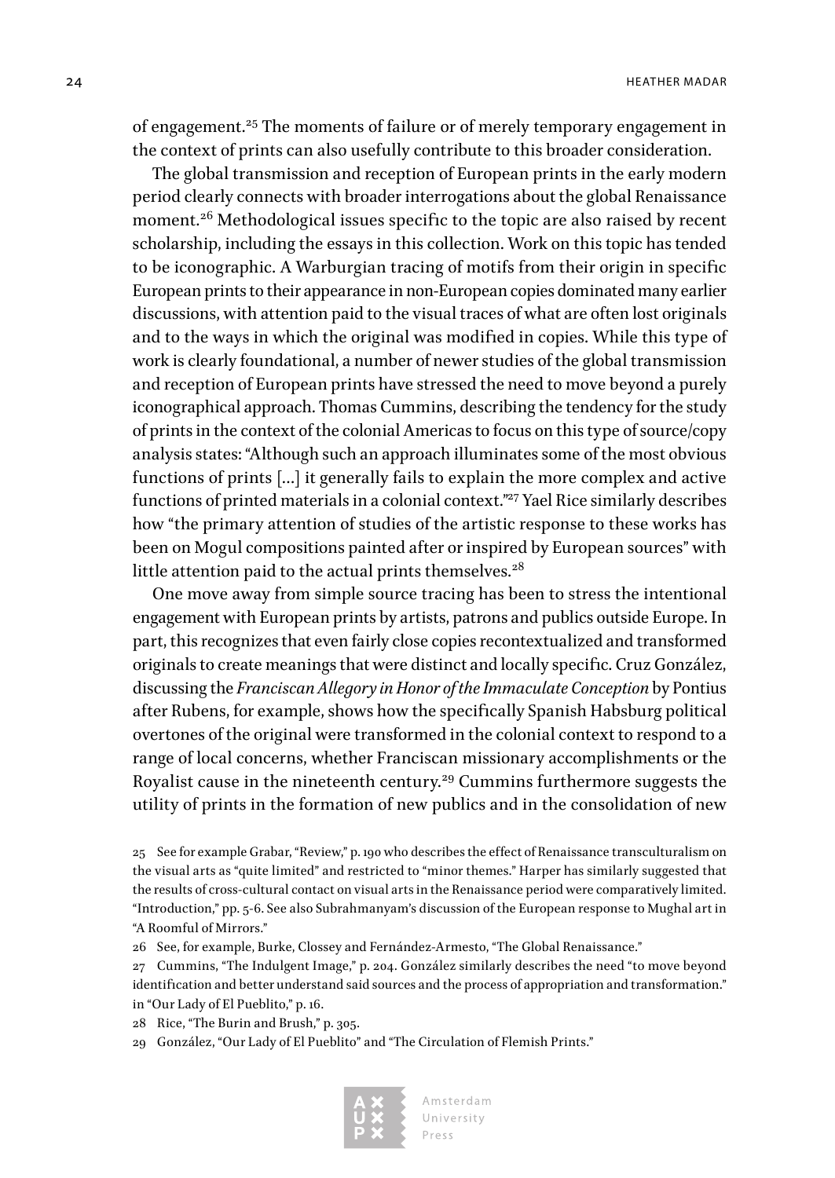of engagement.[25] The moments of failure or of merely temporary engagement in the context of prints can also usefully contribute to this broader consideration.

The global transmission and reception of European prints in the early modern period clearly connects with broader interrogations about the global Renaissance moment.[26] Methodological issues specific to the topic are also raised by recent scholarship, including the essays in this collection. Work on this topic has tended to be iconographic. A Warburgian tracing of motifs from their origin in specific European prints to their appearance in non-European copies dominated many earlier discussions, with attention paid to the visual traces of what are often lost originals and to the ways in which the original was modified in copies. While this type of work is clearly foundational, a number of newer studies of the global transmission and reception of European prints have stressed the need to move beyond a purely iconographical approach. Thomas Cummins, describing the tendency for the study of prints in the context of the colonial Americas to focus on this type of source/copy analysis states: "Although such an approach illuminates some of the most obvious functions of prints […] it generally fails to explain the more complex and active functions of printed materials in a colonial context."[27] Yael Rice similarly describes how "the primary attention of studies of the artistic response to these works has been on Mogul compositions painted after or inspired by European sources" with little attention paid to the actual prints themselves.[28]

One move away from simple source tracing has been to stress the intentional engagement with European prints by artists, patrons and publics outside Europe. In part, this recognizes that even fairly close copies recontextualized and transformed originals to create meanings that were distinct and locally specific. Cruz González, discussing the *Franciscan Allegory in Honor of the Immaculate Conception* by Pontius after Rubens, for example, shows how the specifically Spanish Habsburg political overtones of the original were transformed in the colonial context to respond to a range of local concerns, whether Franciscan missionary accomplishments or the Royalist cause in the nineteenth century.[29] Cummins furthermore suggests the utility of prints in the formation of new publics and in the consolidation of new

25 See for example Grabar, "Review," p. 190 who describes the effect of Renaissance transculturalism on the visual arts as "quite limited" and restricted to "minor themes." Harper has similarly suggested that the results of cross-cultural contact on visual arts in the Renaissance period were comparatively limited. "Introduction," pp. 5-6. See also Subrahmanyam's discussion of the European response to Mughal art in "A Roomful of Mirrors."

26 See, for example, Burke, Clossey and Fernández-Armesto, "The Global Renaissance."

27 Cummins, "The Indulgent Image," p. 204. González similarly describes the need "to move beyond identification and better understand said sources and the process of appropriation and transformation." in "Our Lady of El Pueblito," p. 16.

28 Rice, "The Burin and Brush," p. 305.

29 González, "Our Lady of El Pueblito" and "The Circulation of Flemish Prints."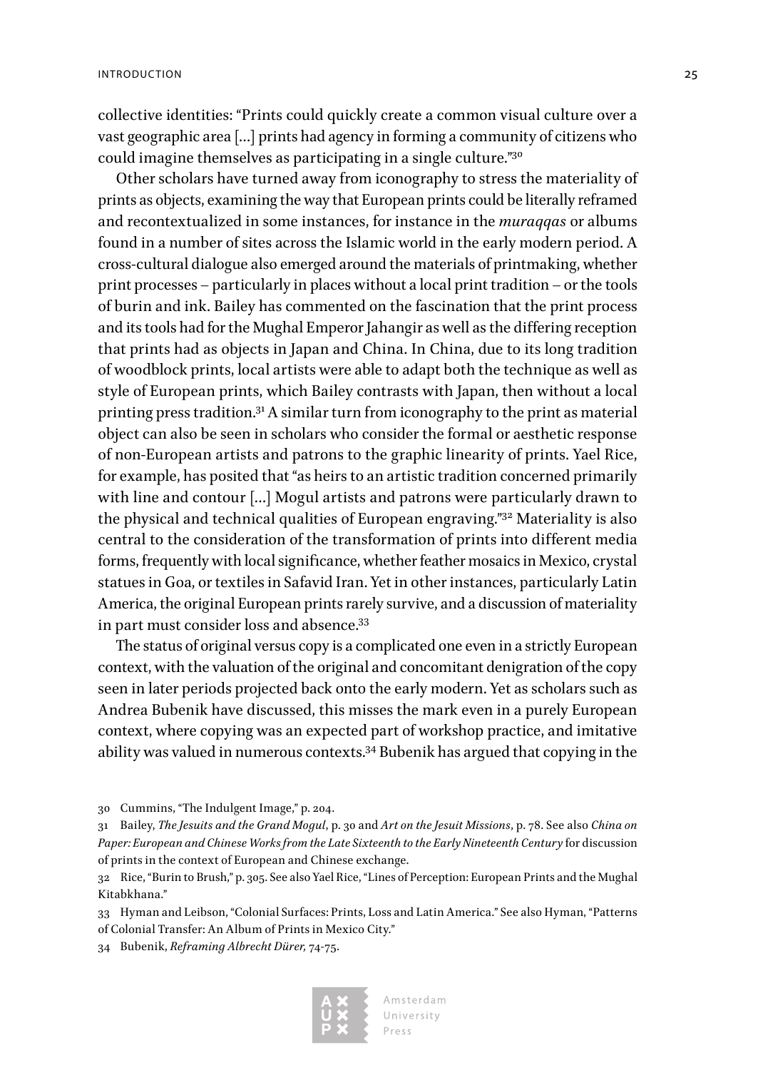collective identities: "Prints could quickly create a common visual culture over a vast geographic area […] prints had agency in forming a community of citizens who could imagine themselves as participating in a single culture."[30]

Other scholars have turned away from iconography to stress the materiality of prints as objects, examining the way that European prints could be literally reframed and recontextualized in some instances, for instance in the *muraqqas* or albums found in a number of sites across the Islamic world in the early modern period. A cross-cultural dialogue also emerged around the materials of printmaking, whether print processes – particularly in places without a local print tradition – or the tools of burin and ink. Bailey has commented on the fascination that the print process and its tools had for the Mughal Emperor Jahangir as well as the differing reception that prints had as objects in Japan and China. In China, due to its long tradition of woodblock prints, local artists were able to adapt both the technique as well as style of European prints, which Bailey contrasts with Japan, then without a local printing press tradition.[31] A similar turn from iconography to the print as material object can also be seen in scholars who consider the formal or aesthetic response of non-European artists and patrons to the graphic linearity of prints. Yael Rice, for example, has posited that "as heirs to an artistic tradition concerned primarily with line and contour […] Mogul artists and patrons were particularly drawn to the physical and technical qualities of European engraving."[32] Materiality is also central to the consideration of the transformation of prints into different media forms, frequently with local significance, whether feather mosaics in Mexico, crystal statues in Goa, or textiles in Safavid Iran. Yet in other instances, particularly Latin America, the original European prints rarely survive, and a discussion of materiality in part must consider loss and absence.[33]

The status of original versus copy is a complicated one even in a strictly European context, with the valuation of the original and concomitant denigration of the copy seen in later periods projected back onto the early modern. Yet as scholars such as Andrea Bubenik have discussed, this misses the mark even in a purely European context, where copying was an expected part of workshop practice, and imitative ability was valued in numerous contexts.[34] Bubenik has argued that copying in the

30 Cummins, "The Indulgent Image," p. 204.

31 Bailey, *The Jesuits and the Grand Mogul*, p. 30 and *Art on the Jesuit Missions*, p. 78. See also *China on Paper: European and Chinese Works from the Late Sixteenth to the Early Nineteenth Century* for discussion of prints in the context of European and Chinese exchange.

32 Rice, "Burin to Brush," p. 305. See also Yael Rice, "Lines of Perception: European Prints and the Mughal Kitabkhana."

33 Hyman and Leibson, "Colonial Surfaces: Prints, Loss and Latin America." See also Hyman, "Patterns of Colonial Transfer: An Album of Prints in Mexico City."

34 Bubenik, *Reframing Albrecht Dürer,* 74-75.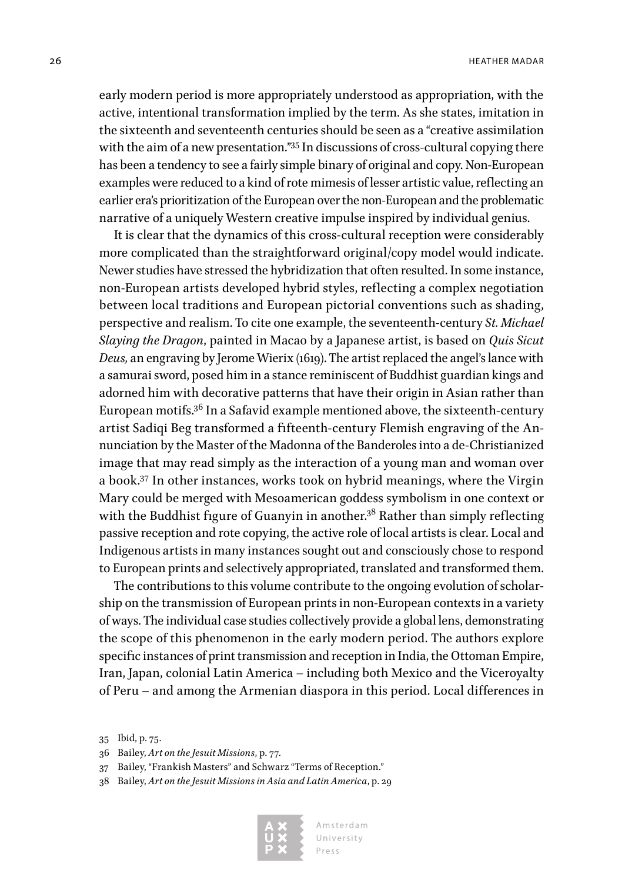early modern period is more appropriately understood as appropriation, with the active, intentional transformation implied by the term. As she states, imitation in the sixteenth and seventeenth centuries should be seen as a "creative assimilation with the aim of a new presentation."[35] In discussions of cross-cultural copying there has been a tendency to see a fairly simple binary of original and copy. Non-European examples were reduced to a kind of rote mimesis of lesser artistic value, reflecting an earlier era's prioritization of the European over the non-European and the problematic narrative of a uniquely Western creative impulse inspired by individual genius.

It is clear that the dynamics of this cross-cultural reception were considerably more complicated than the straightforward original/copy model would indicate. Newer studies have stressed the hybridization that often resulted. In some instance, non-European artists developed hybrid styles, reflecting a complex negotiation between local traditions and European pictorial conventions such as shading, perspective and realism. To cite one example, the seventeenth-century *St. Michael Slaying the Dragon*, painted in Macao by a Japanese artist, is based on *Quis Sicut Deus,* an engraving by Jerome Wierix (1619). The artist replaced the angel's lance with a samurai sword, posed him in a stance reminiscent of Buddhist guardian kings and adorned him with decorative patterns that have their origin in Asian rather than European motifs.[36] In a Safavid example mentioned above, the sixteenth-century artist Sadiqi Beg transformed a fifteenth-century Flemish engraving of the Annunciation by the Master of the Madonna of the Banderoles into a de-Christianized image that may read simply as the interaction of a young man and woman over a book.[37] In other instances, works took on hybrid meanings, where the Virgin Mary could be merged with Mesoamerican goddess symbolism in one context or with the Buddhist figure of Guanyin in another.[38] Rather than simply reflecting passive reception and rote copying, the active role of local artists is clear. Local and Indigenous artists in many instances sought out and consciously chose to respond to European prints and selectively appropriated, translated and transformed them.

The contributions to this volume contribute to the ongoing evolution of scholarship on the transmission of European prints in non-European contexts in a variety of ways. The individual case studies collectively provide a global lens, demonstrating the scope of this phenomenon in the early modern period. The authors explore specific instances of print transmission and reception in India, the Ottoman Empire, Iran, Japan, colonial Latin America – including both Mexico and the Viceroyalty of Peru – and among the Armenian diaspora in this period. Local differences in

35 Ibid, p. 75.

36 Bailey, *Art on the Jesuit Missions*, p. 77.

37 Bailey, "Frankish Masters" and Schwarz "Terms of Reception."

38 Bailey, *Art on the Jesuit Missions in Asia and Latin America*, p. 29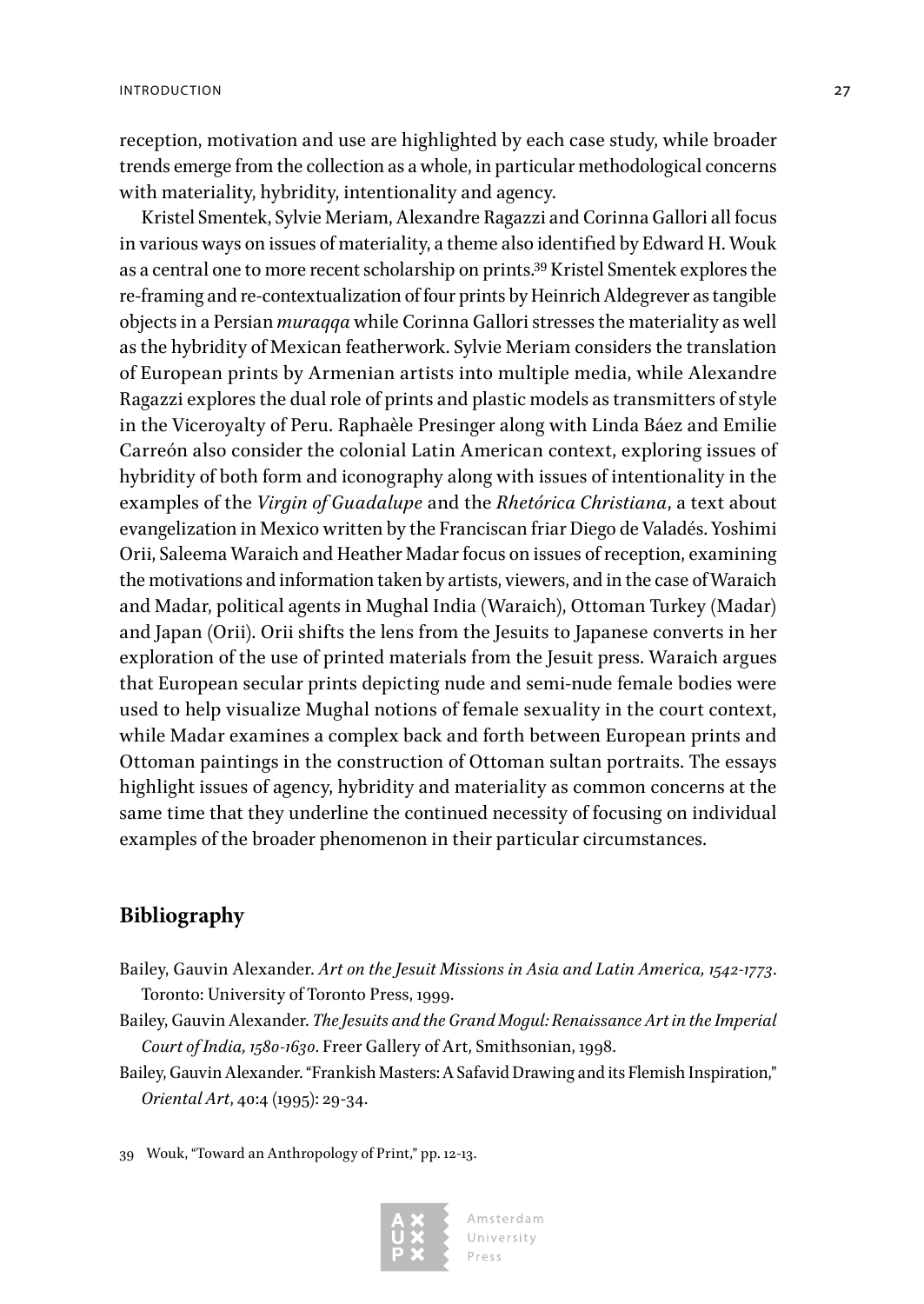reception, motivation and use are highlighted by each case study, while broader trends emerge from the collection as a whole, in particular methodological concerns with materiality, hybridity, intentionality and agency.

Kristel Smentek, Sylvie Meriam, Alexandre Ragazzi and Corinna Gallori all focus in various ways on issues of materiality, a theme also identified by Edward H. Wouk as a central one to more recent scholarship on prints.[39] Kristel Smentek explores the re-framing and re-contextualization of four prints by Heinrich Aldegrever as tangible objects in a Persian *muraqqa* while Corinna Gallori stresses the materiality as well as the hybridity of Mexican featherwork. Sylvie Meriam considers the translation of European prints by Armenian artists into multiple media, while Alexandre Ragazzi explores the dual role of prints and plastic models as transmitters of style in the Viceroyalty of Peru. Raphaèle Presinger along with Linda Báez and Emilie Carreón also consider the colonial Latin American context, exploring issues of hybridity of both form and iconography along with issues of intentionality in the examples of the *Virgin of Guadalupe* and the *Rhetórica Christiana*, a text about evangelization in Mexico written by the Franciscan friar Diego de Valadés. Yoshimi Orii, Saleema Waraich and Heather Madar focus on issues of reception, examining the motivations and information taken by artists, viewers, and in the case of Waraich and Madar, political agents in Mughal India (Waraich), Ottoman Turkey (Madar) and Japan (Orii). Orii shifts the lens from the Jesuits to Japanese converts in her exploration of the use of printed materials from the Jesuit press. Waraich argues that European secular prints depicting nude and semi-nude female bodies were used to help visualize Mughal notions of female sexuality in the court context, while Madar examines a complex back and forth between European prints and Ottoman paintings in the construction of Ottoman sultan portraits. The essays highlight issues of agency, hybridity and materiality as common concerns at the same time that they underline the continued necessity of focusing on individual examples of the broader phenomenon in their particular circumstances.

## Bibliography

Bailey, Gauvin Alexander. *Art on the Jesuit Missions in Asia and Latin America, 1542-1773*. Toronto: University of Toronto Press, 1999.

Bailey, Gauvin Alexander. *The Jesuits and the Grand Mogul: Renaissance Art in the Imperial Court of India, 1580-1630*. Freer Gallery of Art, Smithsonian, 1998.

Bailey, Gauvin Alexander. "Frankish Masters: A Safavid Drawing and its Flemish Inspiration," *Oriental Art*, 40:4 (1995): 29-34.

39 Wouk, "Toward an Anthropology of Print," pp. 12-13.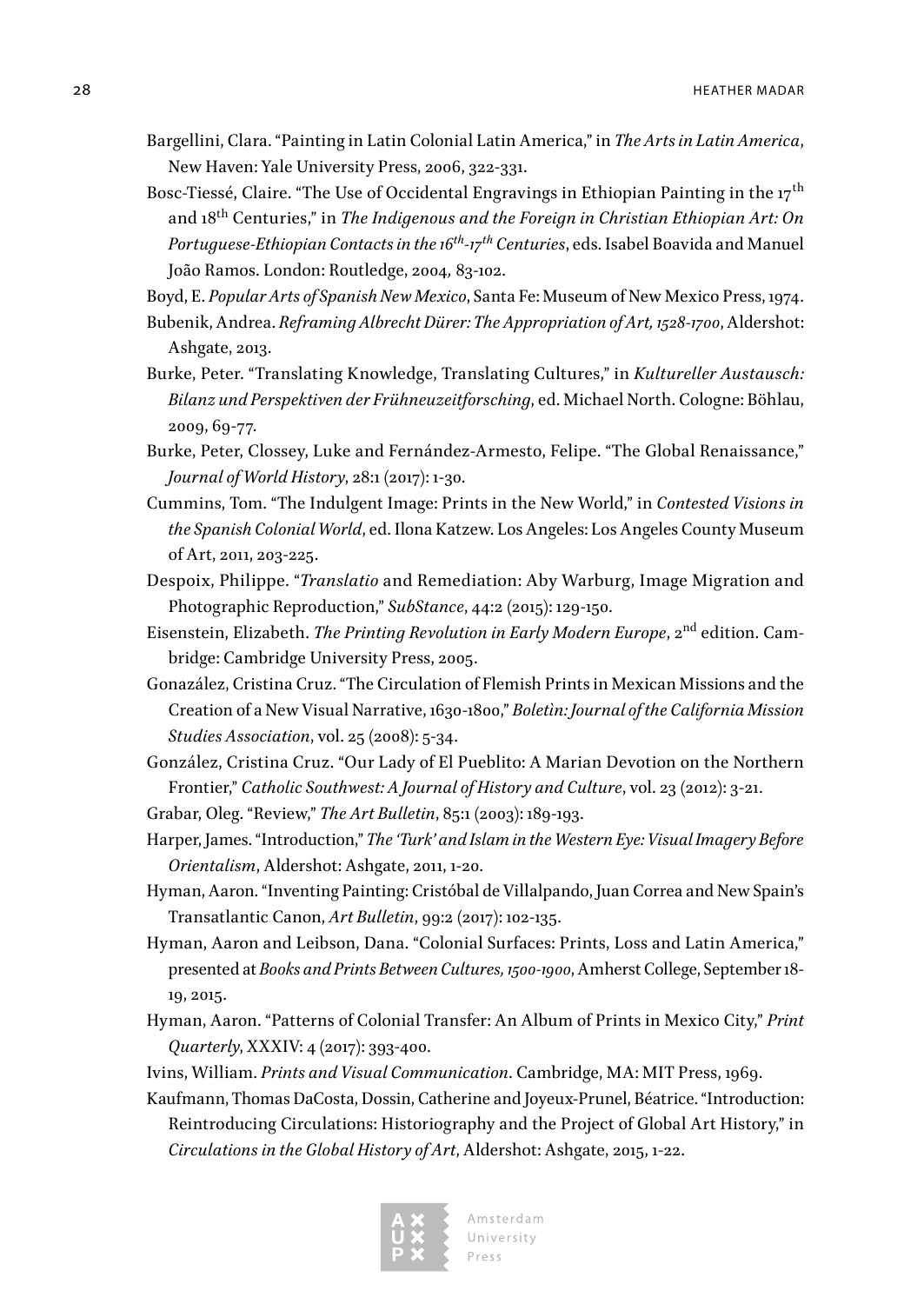Bargellini, Clara. "Painting in Latin Colonial Latin America," in *The Arts in Latin America*, New Haven: Yale University Press, 2006, 322-331.

Bosc-Tiessé, Claire. "The Use of Occidental Engravings in Ethiopian Painting in the 17th and 18th Centuries," in *The Indigenous and the Foreign in Christian Ethiopian Art: On Portuguese-Ethiopian Contacts in the 16th-17th Centuries*, eds. Isabel Boavida and Manuel João Ramos. London: Routledge, 2004, 83-102.

Boyd, E. *Popular Arts of Spanish New Mexico*, Santa Fe: Museum of New Mexico Press, 1974.

Bubenik, Andrea. *Reframing Albrecht Dürer: The Appropriation of Art, 1528-1700*, Aldershot: Ashgate, 2013.

Burke, Peter. "Translating Knowledge, Translating Cultures," in *Kultureller Austausch: Bilanz und Perspektiven der Frühneuzeitforsching*, ed. Michael North. Cologne: Böhlau, 2009, 69-77.

Burke, Peter, Clossey, Luke and Fernández-Armesto, Felipe. "The Global Renaissance," *Journal of World History*, 28:1 (2017): 1-30.

Cummins, Tom. "The Indulgent Image: Prints in the New World," in *Contested Visions in the Spanish Colonial World*, ed. Ilona Katzew. Los Angeles: Los Angeles County Museum of Art, 2011, 203-225.

Despoix, Philippe. "*Translatio* and Remediation: Aby Warburg, Image Migration and Photographic Reproduction," *SubStance*, 44:2 (2015): 129-150.

Eisenstein, Elizabeth. *The Printing Revolution in Early Modern Europe*, 2nd edition. Cambridge: Cambridge University Press, 2005.

Gonazález, Cristina Cruz. "The Circulation of Flemish Prints in Mexican Missions and the Creation of a New Visual Narrative, 1630-1800," *Boletìn: Journal of the California Mission Studies Association*, vol. 25 (2008): 5-34.

González, Cristina Cruz. "Our Lady of El Pueblito: A Marian Devotion on the Northern Frontier," *Catholic Southwest: A Journal of History and Culture*, vol. 23 (2012): 3-21.

Grabar, Oleg. "Review," *The Art Bulletin*, 85:1 (2003): 189-193.

Harper, James. "Introduction," *The 'Turk' and Islam in the Western Eye: Visual Imagery Before Orientalism*, Aldershot: Ashgate, 2011, 1-20.

Hyman, Aaron. "Inventing Painting: Cristóbal de Villalpando, Juan Correa and New Spain's Transatlantic Canon, *Art Bulletin*, 99:2 (2017): 102-135.

Hyman, Aaron and Leibson, Dana. "Colonial Surfaces: Prints, Loss and Latin America," presented at *Books and Prints Between Cultures, 1500-1900*, Amherst College, September 18-19, 2015.

Hyman, Aaron. "Patterns of Colonial Transfer: An Album of Prints in Mexico City," *Print Quarterly*, XXXIV: 4 (2017): 393-400.

Ivins, William. *Prints and Visual Communication*. Cambridge, MA: MIT Press, 1969.

Kaufmann, Thomas DaCosta, Dossin, Catherine and Joyeux-Prunel, Béatrice. "Introduction: Reintroducing Circulations: Historiography and the Project of Global Art History," in *Circulations in the Global History of Art*, Aldershot: Ashgate, 2015, 1-22.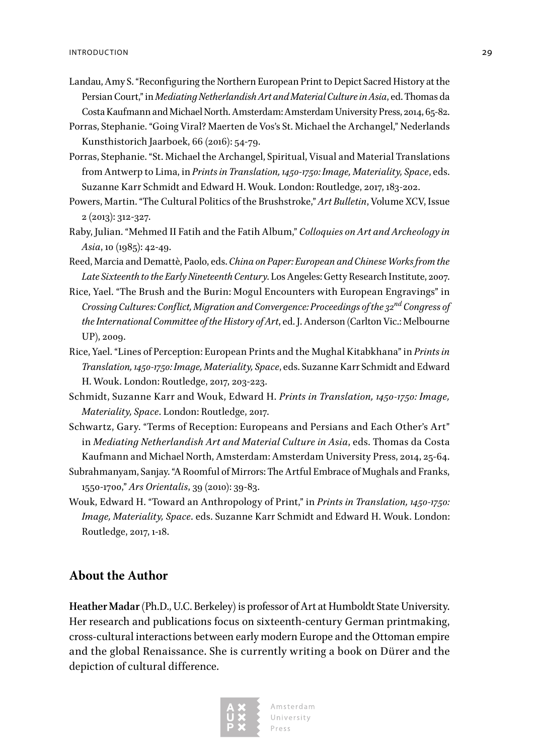Landau, Amy S. "Reconfiguring the Northern European Print to Depict Sacred History at the Persian Court," in *Mediating Netherlandish Art and Material Culture in Asia*, ed. Thomas da Costa Kaufmann and Michael North. Amsterdam: Amsterdam University Press, 2014, 65-82.

Porras, Stephanie. "Going Viral? Maerten de Vos's St. Michael the Archangel," Nederlands Kunsthistorich Jaarboek, 66 (2016): 54-79.

Porras, Stephanie. "St. Michael the Archangel, Spiritual, Visual and Material Translations from Antwerp to Lima, in *Prints in Translation, 1450-1750: Image, Materiality, Space*, eds. Suzanne Karr Schmidt and Edward H. Wouk. London: Routledge, 2017, 183-202.

Powers, Martin. "The Cultural Politics of the Brushstroke," *Art Bulletin*, Volume XCV, Issue 2 (2013): 312-327.

Raby, Julian. "Mehmed II Fatih and the Fatih Album," *Colloquies on Art and Archeology in Asia*, 10 (1985): 42-49.

Reed, Marcia and Demattè, Paolo, eds. *China on Paper: European and Chinese Works from the Late Sixteenth to the Early Nineteenth Century*. Los Angeles: Getty Research Institute, 2007.

Rice, Yael. "The Brush and the Burin: Mogul Encounters with European Engravings" in *Crossing Cultures: Conflict, Migration and Convergence: Proceedings of the 32nd Congress of the International Committee of the History of Art*, ed. J. Anderson (Carlton Vic.: Melbourne UP), 2009.

Rice, Yael. "Lines of Perception: European Prints and the Mughal Kitabkhana" in *Prints in Translation, 1450-1750: Image, Materiality, Space*, eds. Suzanne Karr Schmidt and Edward H. Wouk. London: Routledge, 2017, 203-223.

Schmidt, Suzanne Karr and Wouk, Edward H. *Prints in Translation, 1450-1750: Image, Materiality, Space*. London: Routledge, 2017.

Schwartz, Gary. "Terms of Reception: Europeans and Persians and Each Other's Art" in *Mediating Netherlandish Art and Material Culture in Asia*, eds. Thomas da Costa Kaufmann and Michael North, Amsterdam: Amsterdam University Press, 2014, 25-64.

Subrahmanyam, Sanjay. "A Roomful of Mirrors: The Artful Embrace of Mughals and Franks, 1550-1700," *Ars Orientalis*, 39 (2010): 39-83.

Wouk, Edward H. "Toward an Anthropology of Print," in *Prints in Translation, 1450-1750: Image, Materiality, Space*. eds. Suzanne Karr Schmidt and Edward H. Wouk. London: Routledge, 2017, 1-18.

## About the Author

**Heather Madar** (Ph.D., U.C. Berkeley) is professor of Art at Humboldt State University. Her research and publications focus on sixteenth-century German printmaking, cross-cultural interactions between early modern Europe and the Ottoman empire and the global Renaissance. She is currently writing a book on Dürer and the depiction of cultural difference.